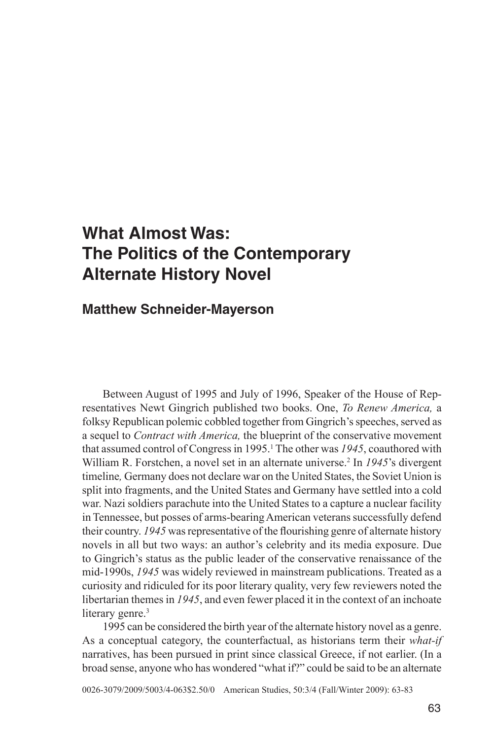# What Almost Was: The Politics of the Contemporary Alternate History Novel

## Matthew Schneider-Mayerson

Between August of 1995 and July of 1996, Speaker of the House of Representatives Newt Gingrich published two books. One, *To Renew America,* a folksy Republican polemic cobbled together from Gingrich's speeches, served as a sequel to *Contract with America,* the blueprint of the conservative movement that assumed control of Congress in 1995.[1] The other was *1945*, coauthored with William R. Forstchen, a novel set in an alternate universe.[2] In *1945*'s divergent timeline*,* Germany does not declare war on the United States, the Soviet Union is split into fragments, and the United States and Germany have settled into a cold war. Nazi soldiers parachute into the United States to a capture a nuclear facility in Tennessee, but posses of arms-bearing American veterans successfully defend their country. *1945* was representative of the flourishing genre of alternate history novels in all but two ways: an author's celebrity and its media exposure. Due to Gingrich's status as the public leader of the conservative renaissance of the mid-1990s, *1945* was widely reviewed in mainstream publications. Treated as a curiosity and ridiculed for its poor literary quality, very few reviewers noted the libertarian themes in *1945*, and even fewer placed it in the context of an inchoate literary genre.[3]

1995 can be considered the birth year of the alternate history novel as a genre. As a conceptual category, the counterfactual, as historians term their *what-if* narratives, has been pursued in print since classical Greece, if not earlier. (In a broad sense, anyone who has wondered "what if?" could be said to be an alternate

0026-3079/2009/5003/4-063$2.50/0 American Studies, 50:3/4 (Fall/Winter 2009): 63-83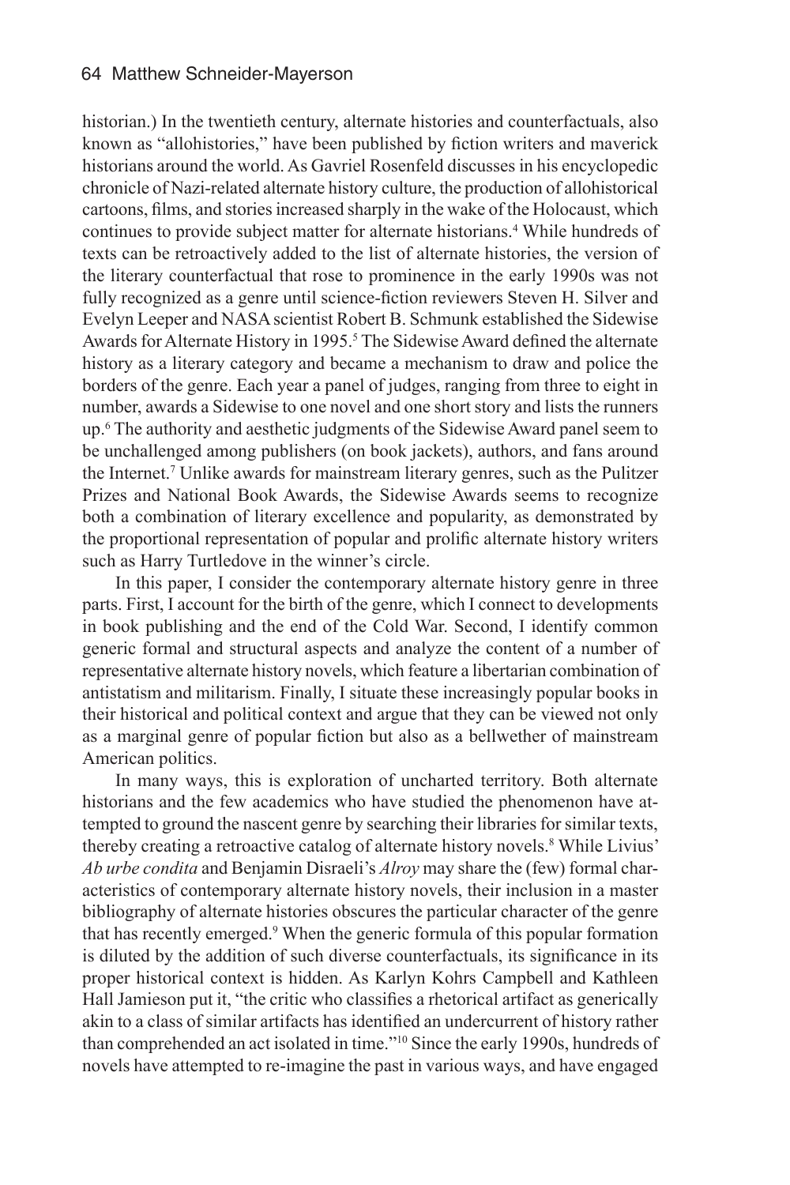historian.) In the twentieth century, alternate histories and counterfactuals, also known as "allohistories," have been published by fiction writers and maverick historians around the world. As Gavriel Rosenfeld discusses in his encyclopedic chronicle of Nazi-related alternate history culture, the production of allohistorical cartoons, films, and stories increased sharply in the wake of the Holocaust, which continues to provide subject matter for alternate historians.[4] While hundreds of texts can be retroactively added to the list of alternate histories, the version of the literary counterfactual that rose to prominence in the early 1990s was not fully recognized as a genre until science-fiction reviewers Steven H. Silver and Evelyn Leeper and NASA scientist Robert B. Schmunk established the Sidewise Awards for Alternate History in 1995.[5] The Sidewise Award defined the alternate history as a literary category and became a mechanism to draw and police the borders of the genre. Each year a panel of judges, ranging from three to eight in number, awards a Sidewise to one novel and one short story and lists the runners up.[6] The authority and aesthetic judgments of the Sidewise Award panel seem to be unchallenged among publishers (on book jackets), authors, and fans around the Internet.[7] Unlike awards for mainstream literary genres, such as the Pulitzer Prizes and National Book Awards, the Sidewise Awards seems to recognize both a combination of literary excellence and popularity, as demonstrated by the proportional representation of popular and prolific alternate history writers such as Harry Turtledove in the winner's circle.

In this paper, I consider the contemporary alternate history genre in three parts. First, I account for the birth of the genre, which I connect to developments in book publishing and the end of the Cold War. Second, I identify common generic formal and structural aspects and analyze the content of a number of representative alternate history novels, which feature a libertarian combination of antistatism and militarism. Finally, I situate these increasingly popular books in their historical and political context and argue that they can be viewed not only as a marginal genre of popular fiction but also as a bellwether of mainstream American politics.

In many ways, this is exploration of uncharted territory. Both alternate historians and the few academics who have studied the phenomenon have attempted to ground the nascent genre by searching their libraries for similar texts, thereby creating a retroactive catalog of alternate history novels.[8] While Livius' *Ab urbe condita* and Benjamin Disraeli's *Alroy* may share the (few) formal characteristics of contemporary alternate history novels, their inclusion in a master bibliography of alternate histories obscures the particular character of the genre that has recently emerged.[9] When the generic formula of this popular formation is diluted by the addition of such diverse counterfactuals, its significance in its proper historical context is hidden. As Karlyn Kohrs Campbell and Kathleen Hall Jamieson put it, "the critic who classifies a rhetorical artifact as generically akin to a class of similar artifacts has identified an undercurrent of history rather than comprehended an act isolated in time."[10] Since the early 1990s, hundreds of novels have attempted to re-imagine the past in various ways, and have engaged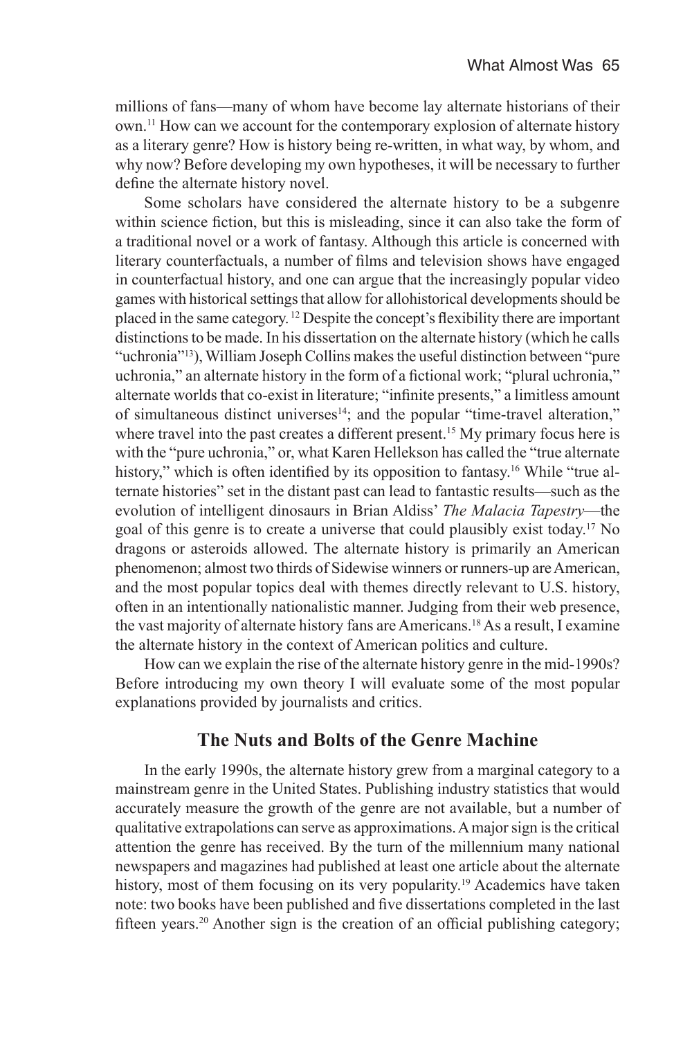millions of fans—many of whom have become lay alternate historians of their own.[11] How can we account for the contemporary explosion of alternate history as a literary genre? How is history being re-written, in what way, by whom, and why now? Before developing my own hypotheses, it will be necessary to further define the alternate history novel.

Some scholars have considered the alternate history to be a subgenre within science fiction, but this is misleading, since it can also take the form of a traditional novel or a work of fantasy. Although this article is concerned with literary counterfactuals, a number of films and television shows have engaged in counterfactual history, and one can argue that the increasingly popular video games with historical settings that allow for allohistorical developments should be placed in the same category.[12] Despite the concept's flexibility there are important distinctions to be made. In his dissertation on the alternate history (which he calls "uchronia"[13]), William Joseph Collins makes the useful distinction between "pure uchronia," an alternate history in the form of a fictional work; "plural uchronia," alternate worlds that co-exist in literature; "infinite presents," a limitless amount of simultaneous distinct universes[14]; and the popular "time-travel alteration," where travel into the past creates a different present.[15] My primary focus here is with the "pure uchronia," or, what Karen Hellekson has called the "true alternate history," which is often identified by its opposition to fantasy.[16] While "true alternate histories" set in the distant past can lead to fantastic results—such as the evolution of intelligent dinosaurs in Brian Aldiss' *The Malacia Tapestry*—the goal of this genre is to create a universe that could plausibly exist today.[17] No dragons or asteroids allowed. The alternate history is primarily an American phenomenon; almost two thirds of Sidewise winners or runners-up are American, and the most popular topics deal with themes directly relevant to U.S. history, often in an intentionally nationalistic manner. Judging from their web presence, the vast majority of alternate history fans are Americans.[18] As a result, I examine the alternate history in the context of American politics and culture.

How can we explain the rise of the alternate history genre in the mid-1990s? Before introducing my own theory I will evaluate some of the most popular explanations provided by journalists and critics.

## The Nuts and Bolts of the Genre Machine

In the early 1990s, the alternate history grew from a marginal category to a mainstream genre in the United States. Publishing industry statistics that would accurately measure the growth of the genre are not available, but a number of qualitative extrapolations can serve as approximations. A major sign is the critical attention the genre has received. By the turn of the millennium many national newspapers and magazines had published at least one article about the alternate history, most of them focusing on its very popularity.[19] Academics have taken note: two books have been published and five dissertations completed in the last fifteen years.[20] Another sign is the creation of an official publishing category;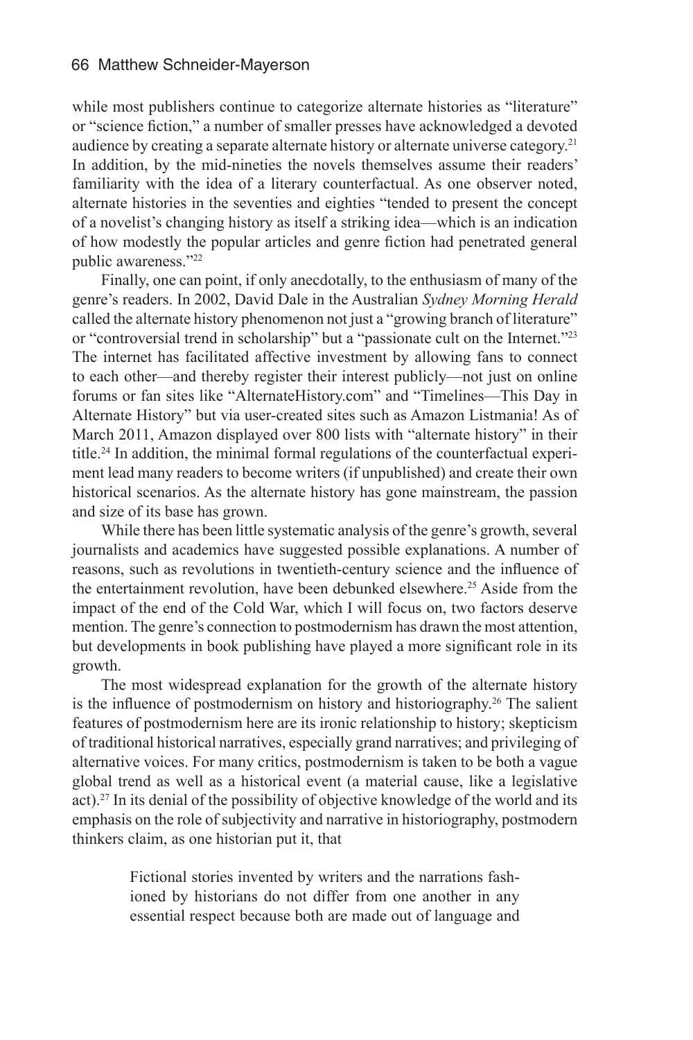while most publishers continue to categorize alternate histories as "literature" or "science fiction," a number of smaller presses have acknowledged a devoted audience by creating a separate alternate history or alternate universe category.[21] In addition, by the mid-nineties the novels themselves assume their readers' familiarity with the idea of a literary counterfactual. As one observer noted, alternate histories in the seventies and eighties "tended to present the concept of a novelist's changing history as itself a striking idea—which is an indication of how modestly the popular articles and genre fiction had penetrated general public awareness."[22]

Finally, one can point, if only anecdotally, to the enthusiasm of many of the genre's readers. In 2002, David Dale in the Australian *Sydney Morning Herald* called the alternate history phenomenon not just a "growing branch of literature" or "controversial trend in scholarship" but a "passionate cult on the Internet."[23] The internet has facilitated affective investment by allowing fans to connect to each other—and thereby register their interest publicly—not just on online forums or fan sites like "AlternateHistory.com" and "Timelines—This Day in Alternate History" but via user-created sites such as Amazon Listmania! As of March 2011, Amazon displayed over 800 lists with "alternate history" in their title.[24] In addition, the minimal formal regulations of the counterfactual experiment lead many readers to become writers (if unpublished) and create their own historical scenarios. As the alternate history has gone mainstream, the passion and size of its base has grown.

While there has been little systematic analysis of the genre's growth, several journalists and academics have suggested possible explanations. A number of reasons, such as revolutions in twentieth-century science and the influence of the entertainment revolution, have been debunked elsewhere.[25] Aside from the impact of the end of the Cold War, which I will focus on, two factors deserve mention. The genre's connection to postmodernism has drawn the most attention, but developments in book publishing have played a more significant role in its growth.

The most widespread explanation for the growth of the alternate history is the influence of postmodernism on history and historiography.[26] The salient features of postmodernism here are its ironic relationship to history; skepticism of traditional historical narratives, especially grand narratives; and privileging of alternative voices. For many critics, postmodernism is taken to be both a vague global trend as well as a historical event (a material cause, like a legislative act).[27] In its denial of the possibility of objective knowledge of the world and its emphasis on the role of subjectivity and narrative in historiography, postmodern thinkers claim, as one historian put it, that

> Fictional stories invented by writers and the narrations fashioned by historians do not differ from one another in any essential respect because both are made out of language and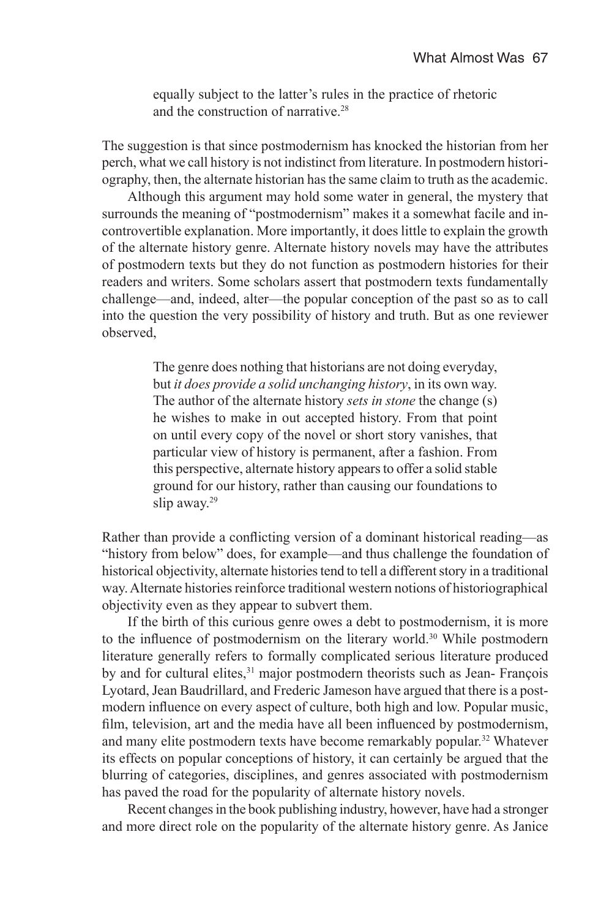equally subject to the latter's rules in the practice of rhetoric and the construction of narrative.[28]

The suggestion is that since postmodernism has knocked the historian from her perch, what we call history is not indistinct from literature. In postmodern historiography, then, the alternate historian has the same claim to truth as the academic.

Although this argument may hold some water in general, the mystery that surrounds the meaning of "postmodernism" makes it a somewhat facile and incontrovertible explanation. More importantly, it does little to explain the growth of the alternate history genre. Alternate history novels may have the attributes of postmodern texts but they do not function as postmodern histories for their readers and writers. Some scholars assert that postmodern texts fundamentally challenge—and, indeed, alter—the popular conception of the past so as to call into the question the very possibility of history and truth. But as one reviewer observed,

> The genre does nothing that historians are not doing everyday, but *it does provide a solid unchanging history*, in its own way. The author of the alternate history *sets in stone* the change (s) he wishes to make in out accepted history. From that point on until every copy of the novel or short story vanishes, that particular view of history is permanent, after a fashion. From this perspective, alternate history appears to offer a solid stable ground for our history, rather than causing our foundations to slip away.[29]

Rather than provide a conflicting version of a dominant historical reading—as "history from below" does, for example—and thus challenge the foundation of historical objectivity, alternate histories tend to tell a different story in a traditional way. Alternate histories reinforce traditional western notions of historiographical objectivity even as they appear to subvert them.

If the birth of this curious genre owes a debt to postmodernism, it is more to the influence of postmodernism on the literary world.[30] While postmodern literature generally refers to formally complicated serious literature produced by and for cultural elites,[31] major postmodern theorists such as Jean- François Lyotard, Jean Baudrillard, and Frederic Jameson have argued that there is a postmodern influence on every aspect of culture, both high and low. Popular music, film, television, art and the media have all been influenced by postmodernism, and many elite postmodern texts have become remarkably popular.[32] Whatever its effects on popular conceptions of history, it can certainly be argued that the blurring of categories, disciplines, and genres associated with postmodernism has paved the road for the popularity of alternate history novels.

Recent changes in the book publishing industry, however, have had a stronger and more direct role on the popularity of the alternate history genre. As Janice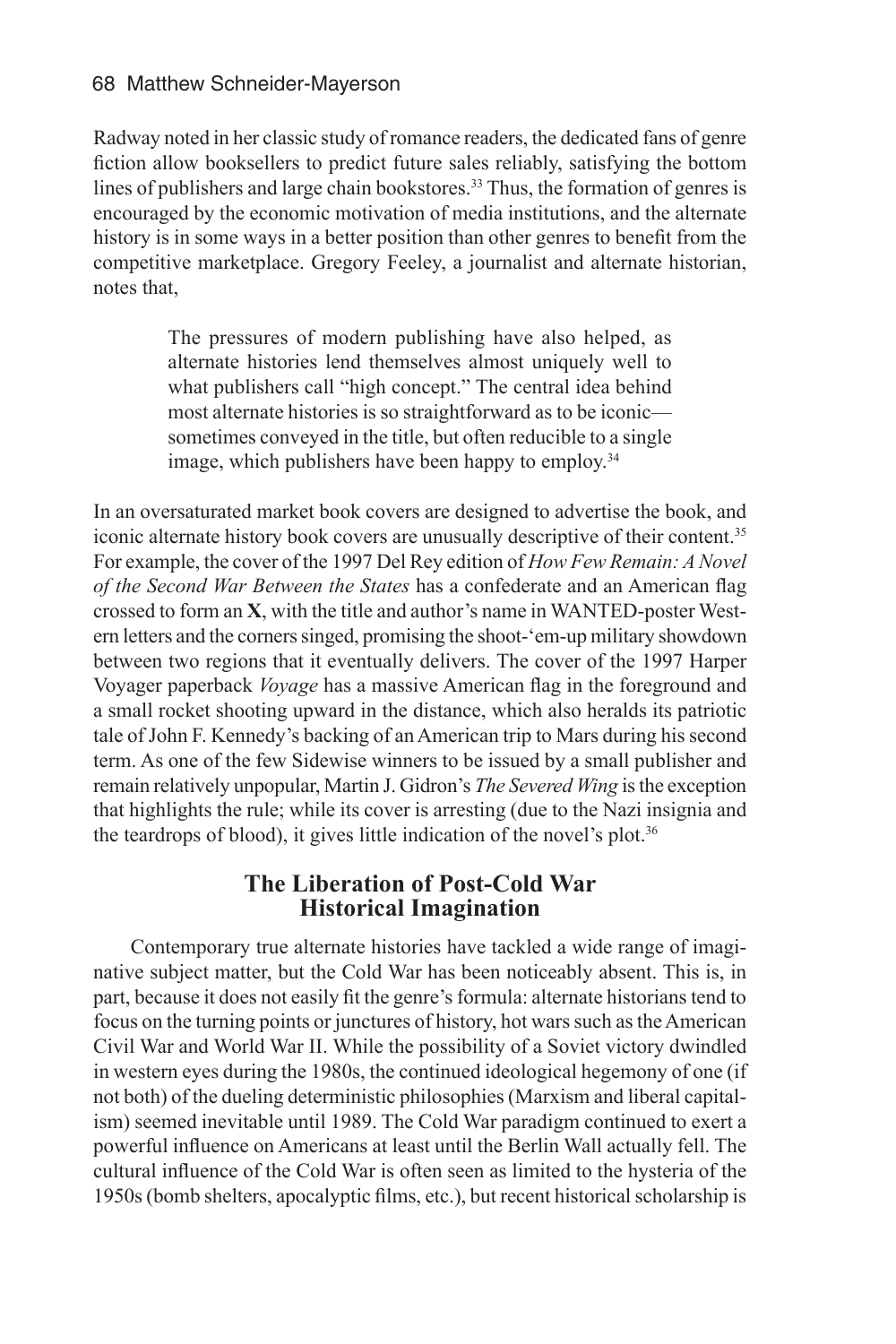Radway noted in her classic study of romance readers, the dedicated fans of genre fiction allow booksellers to predict future sales reliably, satisfying the bottom lines of publishers and large chain bookstores.[33] Thus, the formation of genres is encouraged by the economic motivation of media institutions, and the alternate history is in some ways in a better position than other genres to benefit from the competitive marketplace. Gregory Feeley, a journalist and alternate historian, notes that,

> The pressures of modern publishing have also helped, as alternate histories lend themselves almost uniquely well to what publishers call "high concept." The central idea behind most alternate histories is so straightforward as to be iconic—sometimes conveyed in the title, but often reducible to a single image, which publishers have been happy to employ.[34]

In an oversaturated market book covers are designed to advertise the book, and iconic alternate history book covers are unusually descriptive of their content.[35] For example, the cover of the 1997 Del Rey edition of *How Few Remain: A Novel of the Second War Between the States* has a confederate and an American flag crossed to form an **X**, with the title and author's name in WANTED-poster Western letters and the corners singed, promising the shoot-'em-up military showdown between two regions that it eventually delivers. The cover of the 1997 Harper Voyager paperback *Voyage* has a massive American flag in the foreground and a small rocket shooting upward in the distance, which also heralds its patriotic tale of John F. Kennedy's backing of an American trip to Mars during his second term. As one of the few Sidewise winners to be issued by a small publisher and remain relatively unpopular, Martin J. Gidron's *The Severed Wing* is the exception that highlights the rule; while its cover is arresting (due to the Nazi insignia and the teardrops of blood), it gives little indication of the novel's plot.[36]

## The Liberation of Post-Cold War Historical Imagination

Contemporary true alternate histories have tackled a wide range of imaginative subject matter, but the Cold War has been noticeably absent. This is, in part, because it does not easily fit the genre's formula: alternate historians tend to focus on the turning points or junctures of history, hot wars such as the American Civil War and World War II. While the possibility of a Soviet victory dwindled in western eyes during the 1980s, the continued ideological hegemony of one (if not both) of the dueling deterministic philosophies (Marxism and liberal capitalism) seemed inevitable until 1989. The Cold War paradigm continued to exert a powerful influence on Americans at least until the Berlin Wall actually fell. The cultural influence of the Cold War is often seen as limited to the hysteria of the 1950s (bomb shelters, apocalyptic films, etc.), but recent historical scholarship is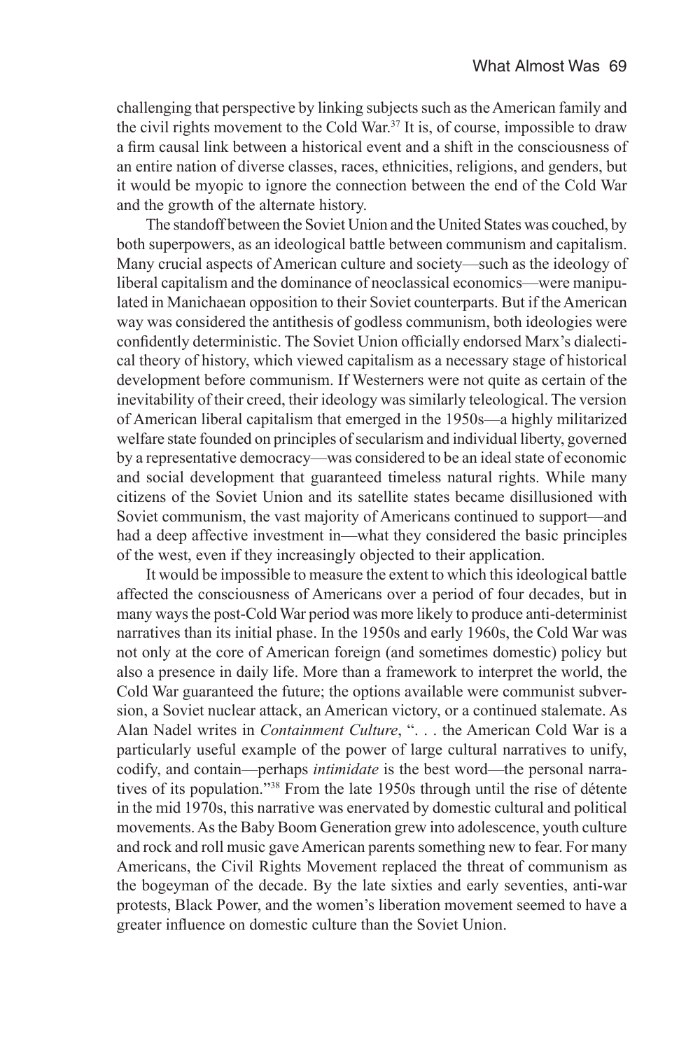challenging that perspective by linking subjects such as the American family and the civil rights movement to the Cold War.[37] It is, of course, impossible to draw a firm causal link between a historical event and a shift in the consciousness of an entire nation of diverse classes, races, ethnicities, religions, and genders, but it would be myopic to ignore the connection between the end of the Cold War and the growth of the alternate history.

The standoff between the Soviet Union and the United States was couched, by both superpowers, as an ideological battle between communism and capitalism. Many crucial aspects of American culture and society—such as the ideology of liberal capitalism and the dominance of neoclassical economics—were manipulated in Manichaean opposition to their Soviet counterparts. But if the American way was considered the antithesis of godless communism, both ideologies were confidently deterministic. The Soviet Union officially endorsed Marx's dialectical theory of history, which viewed capitalism as a necessary stage of historical development before communism. If Westerners were not quite as certain of the inevitability of their creed, their ideology was similarly teleological. The version of American liberal capitalism that emerged in the 1950s—a highly militarized welfare state founded on principles of secularism and individual liberty, governed by a representative democracy—was considered to be an ideal state of economic and social development that guaranteed timeless natural rights. While many citizens of the Soviet Union and its satellite states became disillusioned with Soviet communism, the vast majority of Americans continued to support—and had a deep affective investment in—what they considered the basic principles of the west, even if they increasingly objected to their application.

It would be impossible to measure the extent to which this ideological battle affected the consciousness of Americans over a period of four decades, but in many ways the post-Cold War period was more likely to produce anti-determinist narratives than its initial phase. In the 1950s and early 1960s, the Cold War was not only at the core of American foreign (and sometimes domestic) policy but also a presence in daily life. More than a framework to interpret the world, the Cold War guaranteed the future; the options available were communist subversion, a Soviet nuclear attack, an American victory, or a continued stalemate. As Alan Nadel writes in *Containment Culture*, ". . . the American Cold War is a particularly useful example of the power of large cultural narratives to unify, codify, and contain—perhaps *intimidate* is the best word—the personal narratives of its population."[38] From the late 1950s through until the rise of détente in the mid 1970s, this narrative was enervated by domestic cultural and political movements. As the Baby Boom Generation grew into adolescence, youth culture and rock and roll music gave American parents something new to fear. For many Americans, the Civil Rights Movement replaced the threat of communism as the bogeyman of the decade. By the late sixties and early seventies, anti-war protests, Black Power, and the women's liberation movement seemed to have a greater influence on domestic culture than the Soviet Union.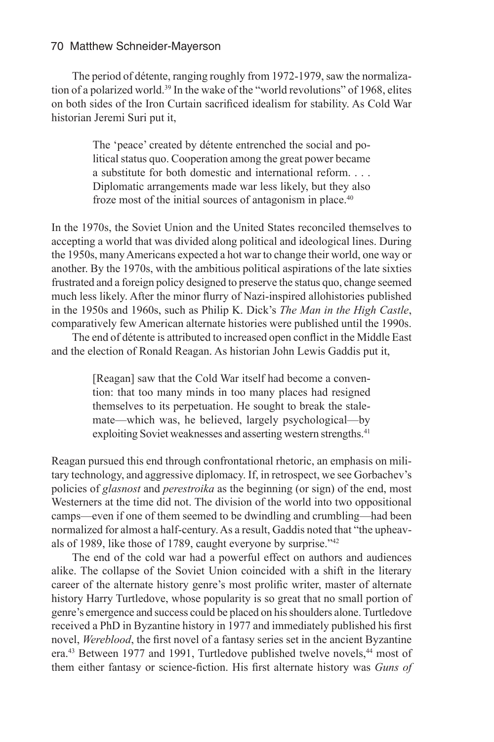The period of détente, ranging roughly from 1972-1979, saw the normalization of a polarized world.[39] In the wake of the "world revolutions" of 1968, elites on both sides of the Iron Curtain sacrificed idealism for stability. As Cold War historian Jeremi Suri put it,

> The 'peace' created by détente entrenched the social and political status quo. Cooperation among the great power became a substitute for both domestic and international reform. . . . Diplomatic arrangements made war less likely, but they also froze most of the initial sources of antagonism in place.[40]

In the 1970s, the Soviet Union and the United States reconciled themselves to accepting a world that was divided along political and ideological lines. During the 1950s, many Americans expected a hot war to change their world, one way or another. By the 1970s, with the ambitious political aspirations of the late sixties frustrated and a foreign policy designed to preserve the status quo, change seemed much less likely. After the minor flurry of Nazi-inspired allohistories published in the 1950s and 1960s, such as Philip K. Dick's *The Man in the High Castle*, comparatively few American alternate histories were published until the 1990s.

The end of détente is attributed to increased open conflict in the Middle East and the election of Ronald Reagan. As historian John Lewis Gaddis put it,

> [Reagan] saw that the Cold War itself had become a convention: that too many minds in too many places had resigned themselves to its perpetuation. He sought to break the stalemate—which was, he believed, largely psychological—by exploiting Soviet weaknesses and asserting western strengths.[41]

Reagan pursued this end through confrontational rhetoric, an emphasis on military technology, and aggressive diplomacy. If, in retrospect, we see Gorbachev's policies of *glasnost* and *perestroika* as the beginning (or sign) of the end, most Westerners at the time did not. The division of the world into two oppositional camps—even if one of them seemed to be dwindling and crumbling—had been normalized for almost a half-century. As a result, Gaddis noted that "the upheavals of 1989, like those of 1789, caught everyone by surprise."[42]

The end of the cold war had a powerful effect on authors and audiences alike. The collapse of the Soviet Union coincided with a shift in the literary career of the alternate history genre's most prolific writer, master of alternate history Harry Turtledove, whose popularity is so great that no small portion of genre's emergence and success could be placed on his shoulders alone. Turtledove received a PhD in Byzantine history in 1977 and immediately published his first novel, *Wereblood*, the first novel of a fantasy series set in the ancient Byzantine era.[43] Between 1977 and 1991, Turtledove published twelve novels,[44] most of them either fantasy or science-fiction. His first alternate history was *Guns of*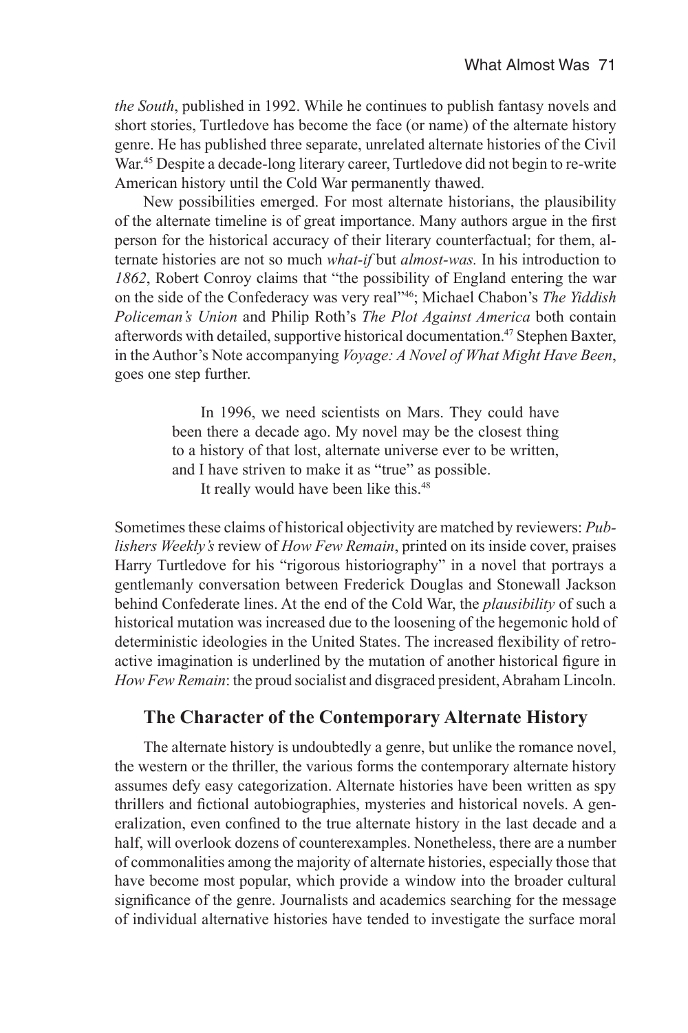*the South*, published in 1992. While he continues to publish fantasy novels and short stories, Turtledove has become the face (or name) of the alternate history genre. He has published three separate, unrelated alternate histories of the Civil War.[45] Despite a decade-long literary career, Turtledove did not begin to re-write American history until the Cold War permanently thawed.

New possibilities emerged. For most alternate historians, the plausibility of the alternate timeline is of great importance. Many authors argue in the first person for the historical accuracy of their literary counterfactual; for them, alternate histories are not so much *what-if* but *almost-was.* In his introduction to *1862*, Robert Conroy claims that "the possibility of England entering the war on the side of the Confederacy was very real"[46]; Michael Chabon's *The Yiddish Policeman's Union* and Philip Roth's *The Plot Against America* both contain afterwords with detailed, supportive historical documentation.[47] Stephen Baxter, in the Author's Note accompanying *Voyage: A Novel of What Might Have Been*, goes one step further.

> In 1996, we need scientists on Mars. They could have been there a decade ago. My novel may be the closest thing to a history of that lost, alternate universe ever to be written, and I have striven to make it as "true" as possible.
>
> It really would have been like this.[48]

Sometimes these claims of historical objectivity are matched by reviewers: *Publishers Weekly's* review of *How Few Remain*, printed on its inside cover, praises Harry Turtledove for his "rigorous historiography" in a novel that portrays a gentlemanly conversation between Frederick Douglas and Stonewall Jackson behind Confederate lines. At the end of the Cold War, the *plausibility* of such a historical mutation was increased due to the loosening of the hegemonic hold of deterministic ideologies in the United States. The increased flexibility of retroactive imagination is underlined by the mutation of another historical figure in *How Few Remain*: the proud socialist and disgraced president, Abraham Lincoln.

## The Character of the Contemporary Alternate History

The alternate history is undoubtedly a genre, but unlike the romance novel, the western or the thriller, the various forms the contemporary alternate history assumes defy easy categorization. Alternate histories have been written as spy thrillers and fictional autobiographies, mysteries and historical novels. A generalization, even confined to the true alternate history in the last decade and a half, will overlook dozens of counterexamples. Nonetheless, there are a number of commonalities among the majority of alternate histories, especially those that have become most popular, which provide a window into the broader cultural significance of the genre. Journalists and academics searching for the message of individual alternative histories have tended to investigate the surface moral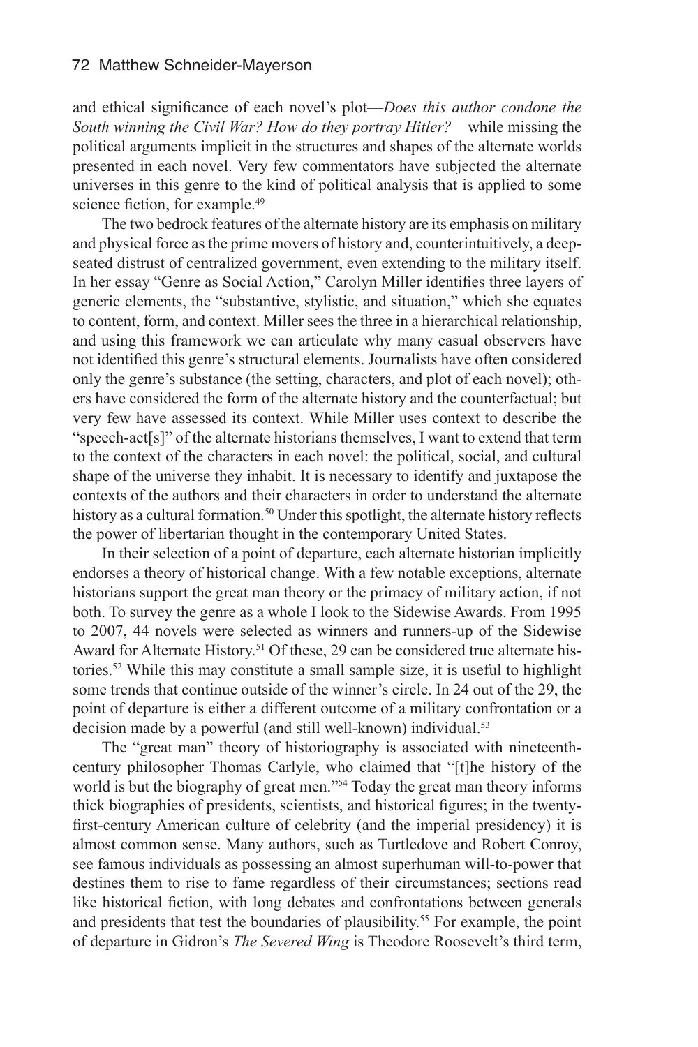and ethical significance of each novel's plot—*Does this author condone the South winning the Civil War? How do they portray Hitler?*—while missing the political arguments implicit in the structures and shapes of the alternate worlds presented in each novel. Very few commentators have subjected the alternate universes in this genre to the kind of political analysis that is applied to some science fiction, for example.[49]

The two bedrock features of the alternate history are its emphasis on military and physical force as the prime movers of history and, counterintuitively, a deep-seated distrust of centralized government, even extending to the military itself. In her essay "Genre as Social Action," Carolyn Miller identifies three layers of generic elements, the "substantive, stylistic, and situation," which she equates to content, form, and context. Miller sees the three in a hierarchical relationship, and using this framework we can articulate why many casual observers have not identified this genre's structural elements. Journalists have often considered only the genre's substance (the setting, characters, and plot of each novel); others have considered the form of the alternate history and the counterfactual; but very few have assessed its context. While Miller uses context to describe the "speech-act[s]" of the alternate historians themselves, I want to extend that term to the context of the characters in each novel: the political, social, and cultural shape of the universe they inhabit. It is necessary to identify and juxtapose the contexts of the authors and their characters in order to understand the alternate history as a cultural formation.[50] Under this spotlight, the alternate history reflects the power of libertarian thought in the contemporary United States.

In their selection of a point of departure, each alternate historian implicitly endorses a theory of historical change. With a few notable exceptions, alternate historians support the great man theory or the primacy of military action, if not both. To survey the genre as a whole I look to the Sidewise Awards. From 1995 to 2007, 44 novels were selected as winners and runners-up of the Sidewise Award for Alternate History.[51] Of these, 29 can be considered true alternate histories.[52] While this may constitute a small sample size, it is useful to highlight some trends that continue outside of the winner's circle. In 24 out of the 29, the point of departure is either a different outcome of a military confrontation or a decision made by a powerful (and still well-known) individual.[53]

The "great man" theory of historiography is associated with nineteenth-century philosopher Thomas Carlyle, who claimed that "[t]he history of the world is but the biography of great men."[54] Today the great man theory informs thick biographies of presidents, scientists, and historical figures; in the twenty-first-century American culture of celebrity (and the imperial presidency) it is almost common sense. Many authors, such as Turtledove and Robert Conroy, see famous individuals as possessing an almost superhuman will-to-power that destines them to rise to fame regardless of their circumstances; sections read like historical fiction, with long debates and confrontations between generals and presidents that test the boundaries of plausibility.[55] For example, the point of departure in Gidron's *The Severed Wing* is Theodore Roosevelt's third term,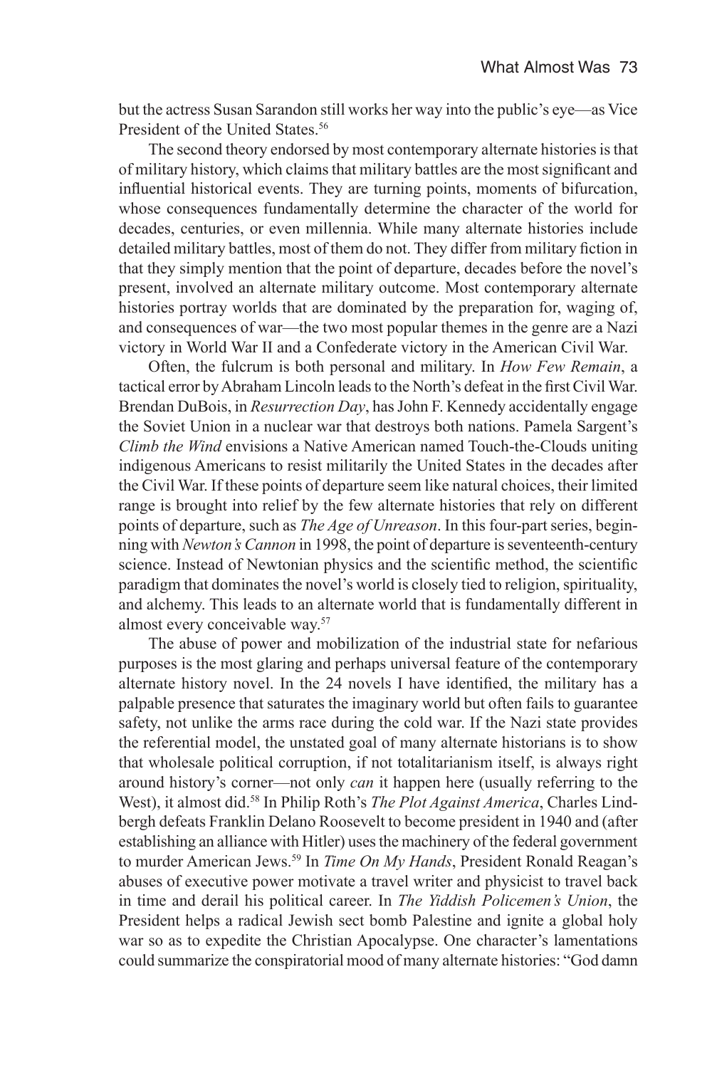but the actress Susan Sarandon still works her way into the public's eye—as Vice President of the United States.[56]

The second theory endorsed by most contemporary alternate histories is that of military history, which claims that military battles are the most significant and influential historical events. They are turning points, moments of bifurcation, whose consequences fundamentally determine the character of the world for decades, centuries, or even millennia. While many alternate histories include detailed military battles, most of them do not. They differ from military fiction in that they simply mention that the point of departure, decades before the novel's present, involved an alternate military outcome. Most contemporary alternate histories portray worlds that are dominated by the preparation for, waging of, and consequences of war—the two most popular themes in the genre are a Nazi victory in World War II and a Confederate victory in the American Civil War.

Often, the fulcrum is both personal and military. In *How Few Remain*, a tactical error by Abraham Lincoln leads to the North's defeat in the first Civil War. Brendan DuBois, in *Resurrection Day*, has John F. Kennedy accidentally engage the Soviet Union in a nuclear war that destroys both nations. Pamela Sargent's *Climb the Wind* envisions a Native American named Touch-the-Clouds uniting indigenous Americans to resist militarily the United States in the decades after the Civil War. If these points of departure seem like natural choices, their limited range is brought into relief by the few alternate histories that rely on different points of departure, such as *The Age of Unreason*. In this four-part series, beginning with *Newton's Cannon* in 1998, the point of departure is seventeenth-century science. Instead of Newtonian physics and the scientific method, the scientific paradigm that dominates the novel's world is closely tied to religion, spirituality, and alchemy. This leads to an alternate world that is fundamentally different in almost every conceivable way.[57]

The abuse of power and mobilization of the industrial state for nefarious purposes is the most glaring and perhaps universal feature of the contemporary alternate history novel. In the 24 novels I have identified, the military has a palpable presence that saturates the imaginary world but often fails to guarantee safety, not unlike the arms race during the cold war. If the Nazi state provides the referential model, the unstated goal of many alternate historians is to show that wholesale political corruption, if not totalitarianism itself, is always right around history's corner—not only *can* it happen here (usually referring to the West), it almost did.[58] In Philip Roth's *The Plot Against America*, Charles Lindbergh defeats Franklin Delano Roosevelt to become president in 1940 and (after establishing an alliance with Hitler) uses the machinery of the federal government to murder American Jews.[59] In *Time On My Hands*, President Ronald Reagan's abuses of executive power motivate a travel writer and physicist to travel back in time and derail his political career. In *The Yiddish Policemen's Union*, the President helps a radical Jewish sect bomb Palestine and ignite a global holy war so as to expedite the Christian Apocalypse. One character's lamentations could summarize the conspiratorial mood of many alternate histories: "God damn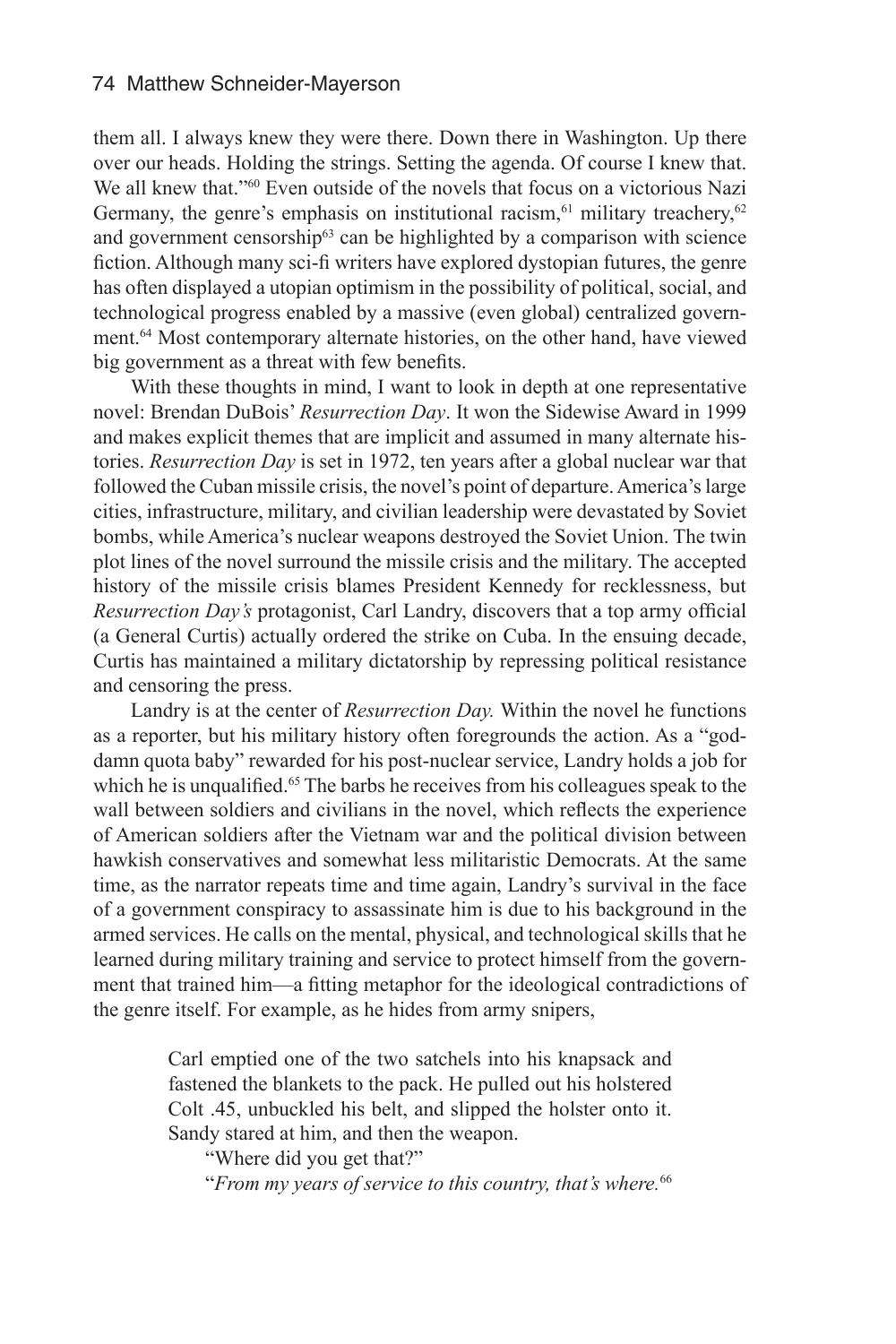them all. I always knew they were there. Down there in Washington. Up there over our heads. Holding the strings. Setting the agenda. Of course I knew that. We all knew that."[60] Even outside of the novels that focus on a victorious Nazi Germany, the genre's emphasis on institutional racism,[61] military treachery,[62] and government censorship[63] can be highlighted by a comparison with science fiction. Although many sci-fi writers have explored dystopian futures, the genre has often displayed a utopian optimism in the possibility of political, social, and technological progress enabled by a massive (even global) centralized government.[64] Most contemporary alternate histories, on the other hand, have viewed big government as a threat with few benefits.

With these thoughts in mind, I want to look in depth at one representative novel: Brendan DuBois' *Resurrection Day*. It won the Sidewise Award in 1999 and makes explicit themes that are implicit and assumed in many alternate histories. *Resurrection Day* is set in 1972, ten years after a global nuclear war that followed the Cuban missile crisis, the novel's point of departure. America's large cities, infrastructure, military, and civilian leadership were devastated by Soviet bombs, while America's nuclear weapons destroyed the Soviet Union. The twin plot lines of the novel surround the missile crisis and the military. The accepted history of the missile crisis blames President Kennedy for recklessness, but *Resurrection Day's* protagonist, Carl Landry, discovers that a top army official (a General Curtis) actually ordered the strike on Cuba. In the ensuing decade, Curtis has maintained a military dictatorship by repressing political resistance and censoring the press.

Landry is at the center of *Resurrection Day.* Within the novel he functions as a reporter, but his military history often foregrounds the action. As a "goddamn quota baby" rewarded for his post-nuclear service, Landry holds a job for which he is unqualified.[65] The barbs he receives from his colleagues speak to the wall between soldiers and civilians in the novel, which reflects the experience of American soldiers after the Vietnam war and the political division between hawkish conservatives and somewhat less militaristic Democrats. At the same time, as the narrator repeats time and time again, Landry's survival in the face of a government conspiracy to assassinate him is due to his background in the armed services. He calls on the mental, physical, and technological skills that he learned during military training and service to protect himself from the government that trained him—a fitting metaphor for the ideological contradictions of the genre itself. For example, as he hides from army snipers,

> Carl emptied one of the two satchels into his knapsack and fastened the blankets to the pack. He pulled out his holstered Colt .45, unbuckled his belt, and slipped the holster onto it. Sandy stared at him, and then the weapon.
>
> "Where did you get that?"
>
> "*From my years of service to this country, that's where.*[66]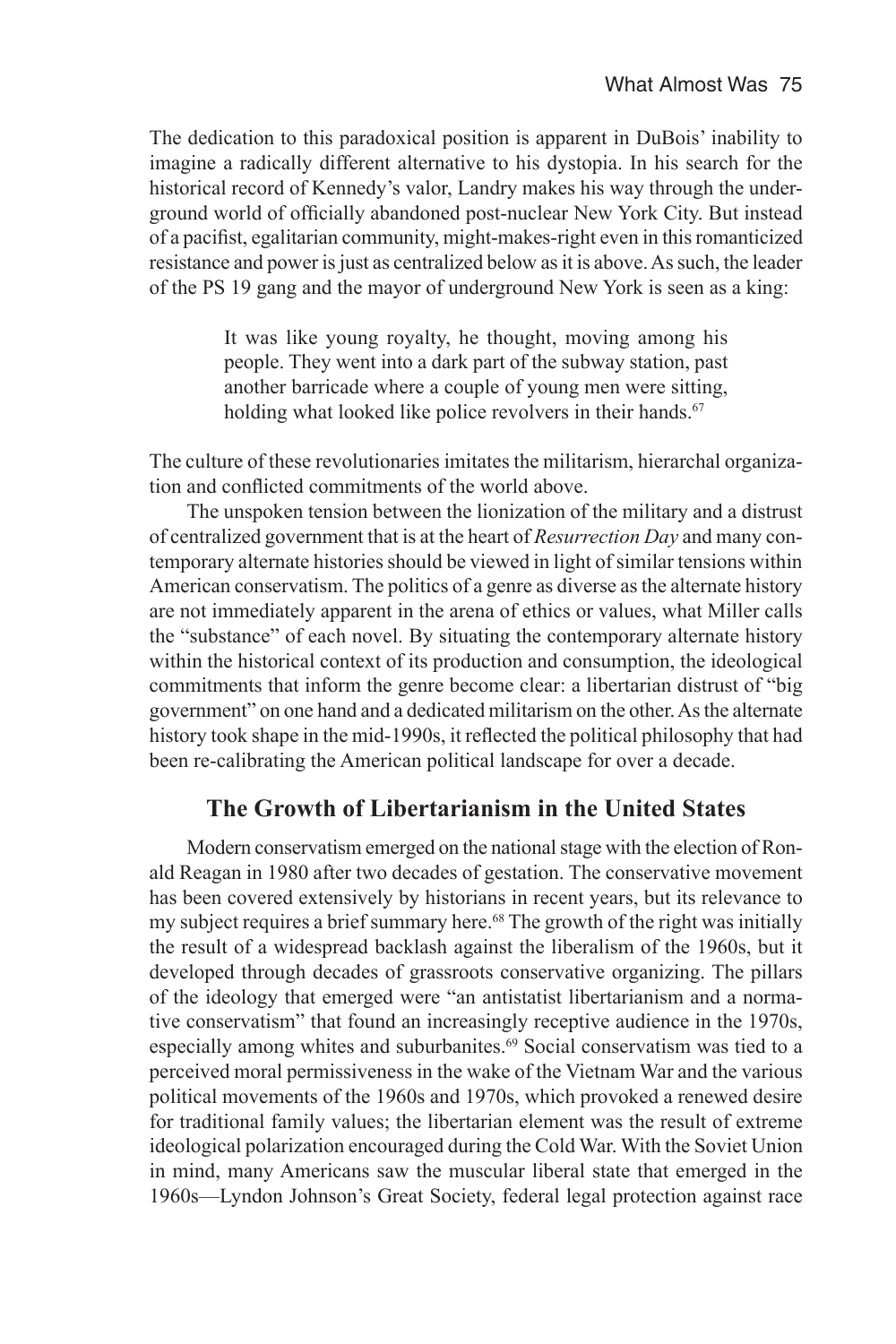The dedication to this paradoxical position is apparent in DuBois' inability to imagine a radically different alternative to his dystopia. In his search for the historical record of Kennedy's valor, Landry makes his way through the underground world of officially abandoned post-nuclear New York City. But instead of a pacifist, egalitarian community, might-makes-right even in this romanticized resistance and power is just as centralized below as it is above. As such, the leader of the PS 19 gang and the mayor of underground New York is seen as a king:

> It was like young royalty, he thought, moving among his people. They went into a dark part of the subway station, past another barricade where a couple of young men were sitting, holding what looked like police revolvers in their hands.[67]

The culture of these revolutionaries imitates the militarism, hierarchal organization and conflicted commitments of the world above.

The unspoken tension between the lionization of the military and a distrust of centralized government that is at the heart of *Resurrection Day* and many contemporary alternate histories should be viewed in light of similar tensions within American conservatism. The politics of a genre as diverse as the alternate history are not immediately apparent in the arena of ethics or values, what Miller calls the "substance" of each novel. By situating the contemporary alternate history within the historical context of its production and consumption, the ideological commitments that inform the genre become clear: a libertarian distrust of "big government" on one hand and a dedicated militarism on the other. As the alternate history took shape in the mid-1990s, it reflected the political philosophy that had been re-calibrating the American political landscape for over a decade.

## The Growth of Libertarianism in the United States

Modern conservatism emerged on the national stage with the election of Ronald Reagan in 1980 after two decades of gestation. The conservative movement has been covered extensively by historians in recent years, but its relevance to my subject requires a brief summary here.[68] The growth of the right was initially the result of a widespread backlash against the liberalism of the 1960s, but it developed through decades of grassroots conservative organizing. The pillars of the ideology that emerged were "an antistatist libertarianism and a normative conservatism" that found an increasingly receptive audience in the 1970s, especially among whites and suburbanites.[69] Social conservatism was tied to a perceived moral permissiveness in the wake of the Vietnam War and the various political movements of the 1960s and 1970s, which provoked a renewed desire for traditional family values; the libertarian element was the result of extreme ideological polarization encouraged during the Cold War. With the Soviet Union in mind, many Americans saw the muscular liberal state that emerged in the 1960s—Lyndon Johnson's Great Society, federal legal protection against race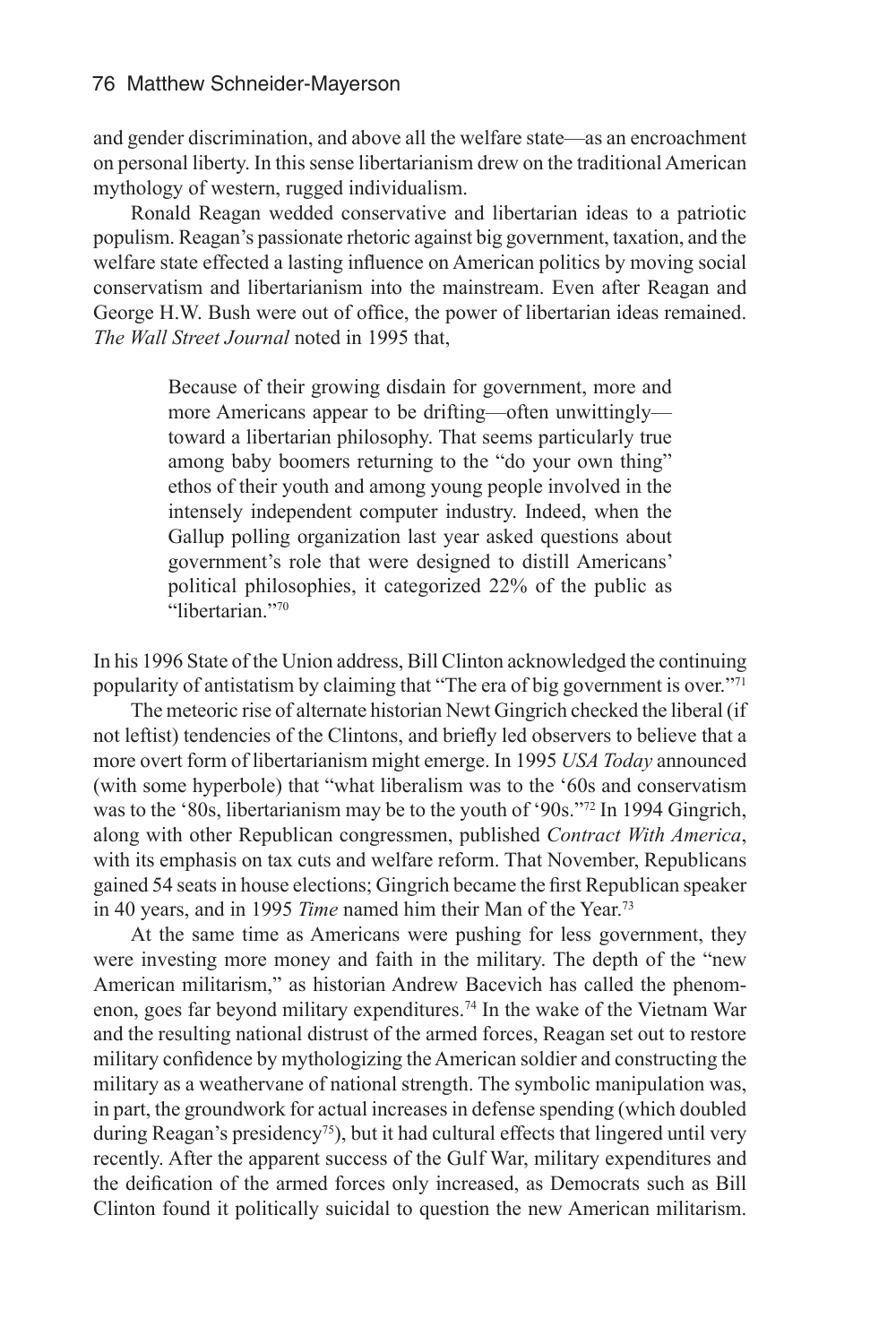and gender discrimination, and above all the welfare state—as an encroachment on personal liberty. In this sense libertarianism drew on the traditional American mythology of western, rugged individualism.

Ronald Reagan wedded conservative and libertarian ideas to a patriotic populism. Reagan's passionate rhetoric against big government, taxation, and the welfare state effected a lasting influence on American politics by moving social conservatism and libertarianism into the mainstream. Even after Reagan and George H.W. Bush were out of office, the power of libertarian ideas remained. *The Wall Street Journal* noted in 1995 that,

> Because of their growing disdain for government, more and more Americans appear to be drifting—often unwittingly—toward a libertarian philosophy. That seems particularly true among baby boomers returning to the "do your own thing" ethos of their youth and among young people involved in the intensely independent computer industry. Indeed, when the Gallup polling organization last year asked questions about government's role that were designed to distill Americans' political philosophies, it categorized 22% of the public as "libertarian."[70]

In his 1996 State of the Union address, Bill Clinton acknowledged the continuing popularity of antistatism by claiming that "The era of big government is over."[71]

The meteoric rise of alternate historian Newt Gingrich checked the liberal (if not leftist) tendencies of the Clintons, and briefly led observers to believe that a more overt form of libertarianism might emerge. In 1995 *USA Today* announced (with some hyperbole) that "what liberalism was to the '60s and conservatism was to the '80s, libertarianism may be to the youth of '90s."[72] In 1994 Gingrich, along with other Republican congressmen, published *Contract With America*, with its emphasis on tax cuts and welfare reform. That November, Republicans gained 54 seats in house elections; Gingrich became the first Republican speaker in 40 years, and in 1995 *Time* named him their Man of the Year.[73]

At the same time as Americans were pushing for less government, they were investing more money and faith in the military. The depth of the "new American militarism," as historian Andrew Bacevich has called the phenomenon, goes far beyond military expenditures.[74] In the wake of the Vietnam War and the resulting national distrust of the armed forces, Reagan set out to restore military confidence by mythologizing the American soldier and constructing the military as a weathervane of national strength. The symbolic manipulation was, in part, the groundwork for actual increases in defense spending (which doubled during Reagan's presidency[75]), but it had cultural effects that lingered until very recently. After the apparent success of the Gulf War, military expenditures and the deification of the armed forces only increased, as Democrats such as Bill Clinton found it politically suicidal to question the new American militarism.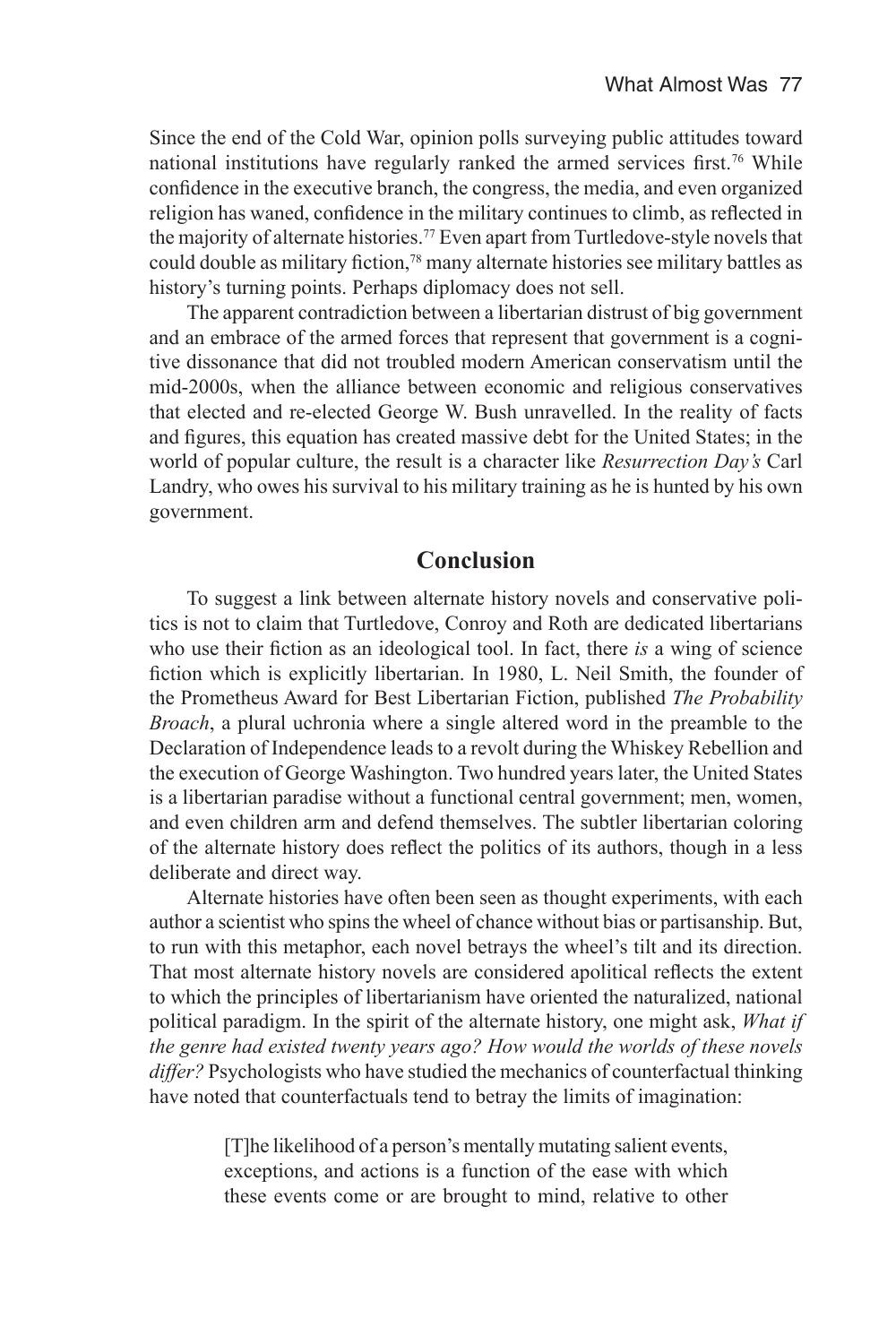Since the end of the Cold War, opinion polls surveying public attitudes toward national institutions have regularly ranked the armed services first.[76] While confidence in the executive branch, the congress, the media, and even organized religion has waned, confidence in the military continues to climb, as reflected in the majority of alternate histories.[77] Even apart from Turtledove-style novels that could double as military fiction,[78] many alternate histories see military battles as history's turning points. Perhaps diplomacy does not sell.

The apparent contradiction between a libertarian distrust of big government and an embrace of the armed forces that represent that government is a cognitive dissonance that did not troubled modern American conservatism until the mid-2000s, when the alliance between economic and religious conservatives that elected and re-elected George W. Bush unravelled. In the reality of facts and figures, this equation has created massive debt for the United States; in the world of popular culture, the result is a character like *Resurrection Day's* Carl Landry, who owes his survival to his military training as he is hunted by his own government.

## Conclusion

To suggest a link between alternate history novels and conservative politics is not to claim that Turtledove, Conroy and Roth are dedicated libertarians who use their fiction as an ideological tool. In fact, there *is* a wing of science fiction which is explicitly libertarian. In 1980, L. Neil Smith, the founder of the Prometheus Award for Best Libertarian Fiction, published *The Probability Broach*, a plural uchronia where a single altered word in the preamble to the Declaration of Independence leads to a revolt during the Whiskey Rebellion and the execution of George Washington. Two hundred years later, the United States is a libertarian paradise without a functional central government; men, women, and even children arm and defend themselves. The subtler libertarian coloring of the alternate history does reflect the politics of its authors, though in a less deliberate and direct way.

Alternate histories have often been seen as thought experiments, with each author a scientist who spins the wheel of chance without bias or partisanship. But, to run with this metaphor, each novel betrays the wheel's tilt and its direction. That most alternate history novels are considered apolitical reflects the extent to which the principles of libertarianism have oriented the naturalized, national political paradigm. In the spirit of the alternate history, one might ask, *What if the genre had existed twenty years ago? How would the worlds of these novels differ?* Psychologists who have studied the mechanics of counterfactual thinking have noted that counterfactuals tend to betray the limits of imagination:

> [T]he likelihood of a person's mentally mutating salient events, exceptions, and actions is a function of the ease with which these events come or are brought to mind, relative to other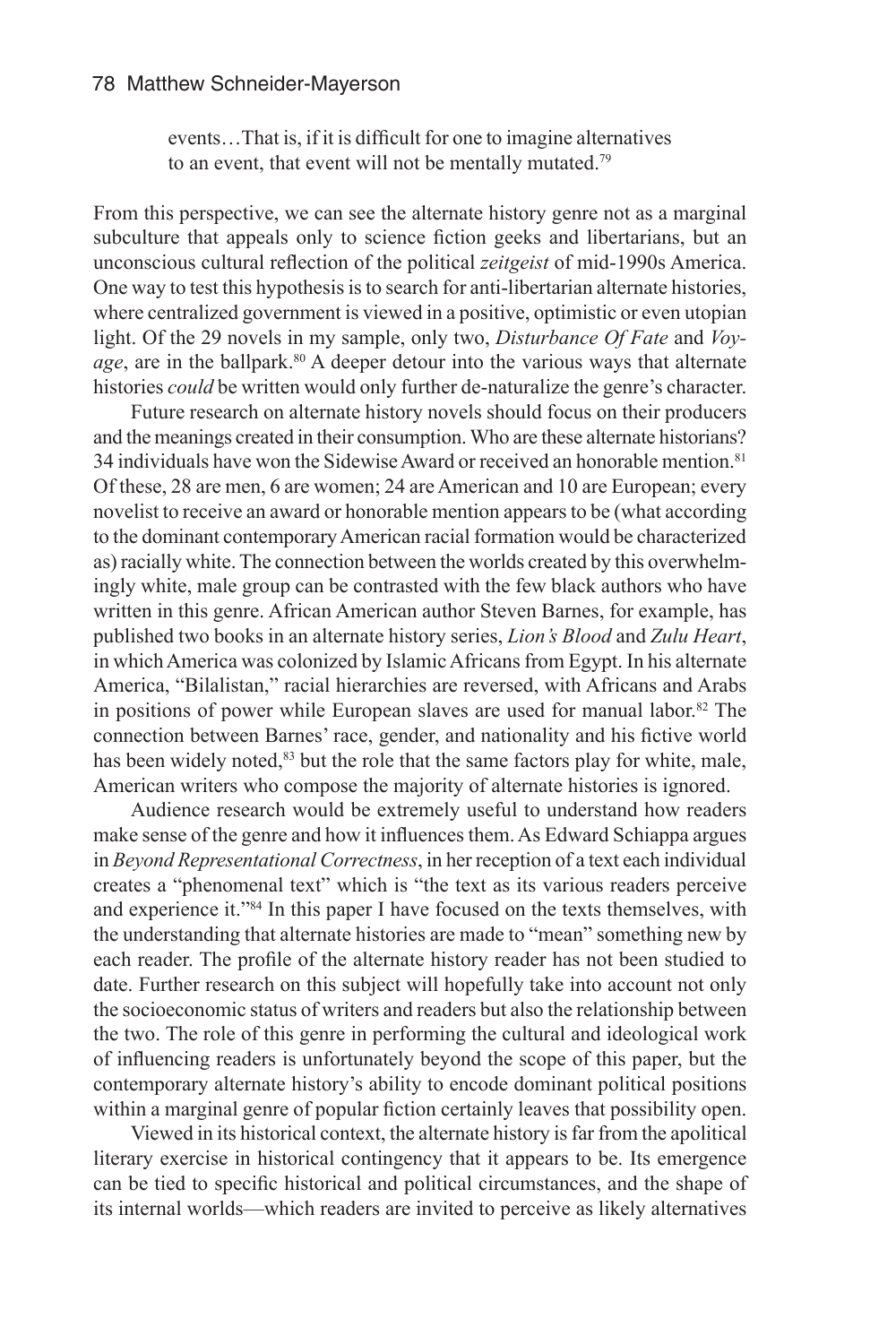> events…That is, if it is difficult for one to imagine alternatives to an event, that event will not be mentally mutated.[79]

From this perspective, we can see the alternate history genre not as a marginal subculture that appeals only to science fiction geeks and libertarians, but an unconscious cultural reflection of the political *zeitgeist* of mid-1990s America. One way to test this hypothesis is to search for anti-libertarian alternate histories, where centralized government is viewed in a positive, optimistic or even utopian light. Of the 29 novels in my sample, only two, *Disturbance Of Fate* and *Voyage*, are in the ballpark.[80] A deeper detour into the various ways that alternate histories *could* be written would only further de-naturalize the genre's character.

Future research on alternate history novels should focus on their producers and the meanings created in their consumption. Who are these alternate historians? 34 individuals have won the Sidewise Award or received an honorable mention.[81] Of these, 28 are men, 6 are women; 24 are American and 10 are European; every novelist to receive an award or honorable mention appears to be (what according to the dominant contemporary American racial formation would be characterized as) racially white. The connection between the worlds created by this overwhelmingly white, male group can be contrasted with the few black authors who have written in this genre. African American author Steven Barnes, for example, has published two books in an alternate history series, *Lion's Blood* and *Zulu Heart*, in which America was colonized by Islamic Africans from Egypt. In his alternate America, "Bilalistan," racial hierarchies are reversed, with Africans and Arabs in positions of power while European slaves are used for manual labor.[82] The connection between Barnes' race, gender, and nationality and his fictive world has been widely noted,[83] but the role that the same factors play for white, male, American writers who compose the majority of alternate histories is ignored.

Audience research would be extremely useful to understand how readers make sense of the genre and how it influences them. As Edward Schiappa argues in *Beyond Representational Correctness*, in her reception of a text each individual creates a "phenomenal text" which is "the text as its various readers perceive and experience it."[84] In this paper I have focused on the texts themselves, with the understanding that alternate histories are made to "mean" something new by each reader. The profile of the alternate history reader has not been studied to date. Further research on this subject will hopefully take into account not only the socioeconomic status of writers and readers but also the relationship between the two. The role of this genre in performing the cultural and ideological work of influencing readers is unfortunately beyond the scope of this paper, but the contemporary alternate history's ability to encode dominant political positions within a marginal genre of popular fiction certainly leaves that possibility open.

Viewed in its historical context, the alternate history is far from the apolitical literary exercise in historical contingency that it appears to be. Its emergence can be tied to specific historical and political circumstances, and the shape of its internal worlds—which readers are invited to perceive as likely alternatives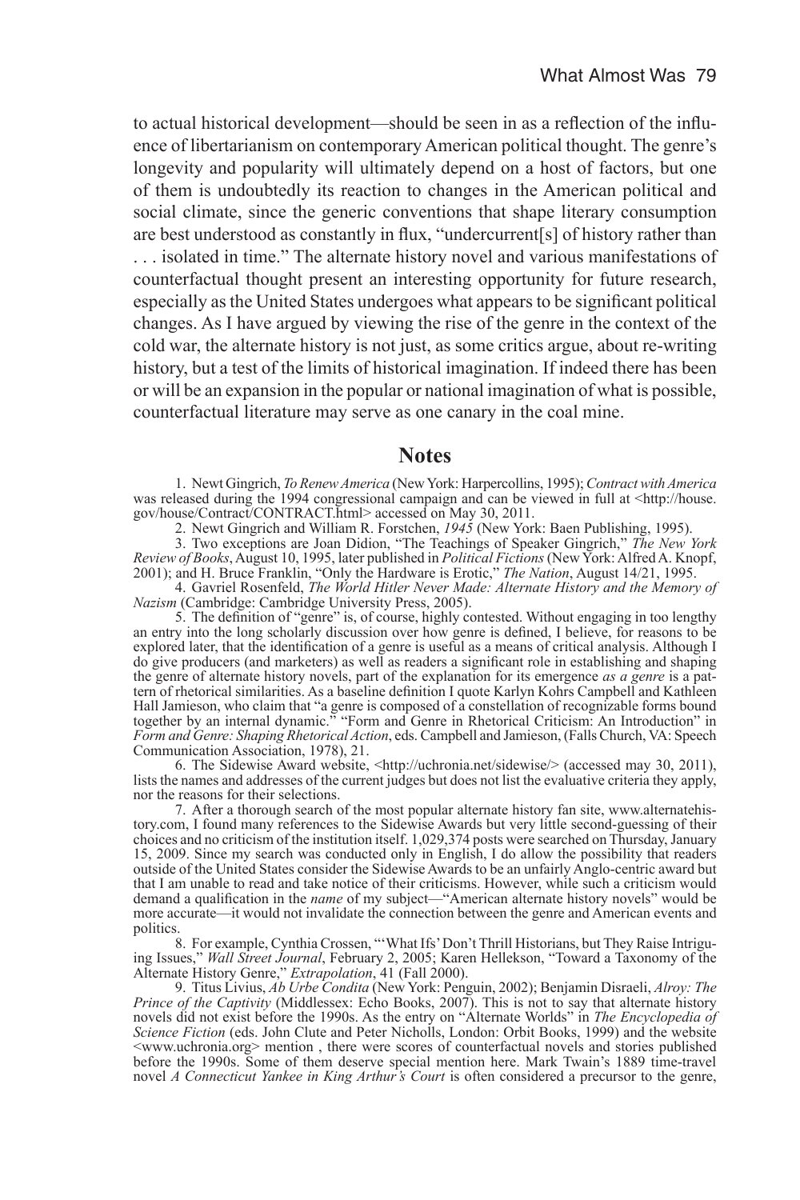to actual historical development—should be seen in as a reflection of the influence of libertarianism on contemporary American political thought. The genre's longevity and popularity will ultimately depend on a host of factors, but one of them is undoubtedly its reaction to changes in the American political and social climate, since the generic conventions that shape literary consumption are best understood as constantly in flux, "undercurrent[s] of history rather than . . . isolated in time." The alternate history novel and various manifestations of counterfactual thought present an interesting opportunity for future research, especially as the United States undergoes what appears to be significant political changes. As I have argued by viewing the rise of the genre in the context of the cold war, the alternate history is not just, as some critics argue, about re-writing history, but a test of the limits of historical imagination. If indeed there has been or will be an expansion in the popular or national imagination of what is possible, counterfactual literature may serve as one canary in the coal mine.

## Notes

1. Newt Gingrich, *To Renew America* (New York: Harpercollins, 1995); *Contract with America* was released during the 1994 congressional campaign and can be viewed in full at <http://house.gov/house/Contract/CONTRACT.html> accessed on May 30, 2011.

2. Newt Gingrich and William R. Forstchen, *1945* (New York: Baen Publishing, 1995).

3. Two exceptions are Joan Didion, "The Teachings of Speaker Gingrich," *The New York Review of Books*, August 10, 1995, later published in *Political Fictions* (New York: Alfred A. Knopf, 2001); and H. Bruce Franklin, "Only the Hardware is Erotic," *The Nation*, August 14/21, 1995.

4. Gavriel Rosenfeld, *The World Hitler Never Made: Alternate History and the Memory of Nazism* (Cambridge: Cambridge University Press, 2005).

5. The definition of "genre" is, of course, highly contested. Without engaging in too lengthy an entry into the long scholarly discussion over how genre is defined, I believe, for reasons to be explored later, that the identification of a genre is useful as a means of critical analysis. Although I do give producers (and marketers) as well as readers a significant role in establishing and shaping the genre of alternate history novels, part of the explanation for its emergence *as a genre* is a pattern of rhetorical similarities. As a baseline definition I quote Karlyn Kohrs Campbell and Kathleen Hall Jamieson, who claim that "a genre is composed of a constellation of recognizable forms bound together by an internal dynamic." "Form and Genre in Rhetorical Criticism: An Introduction" in *Form and Genre: Shaping Rhetorical Action*, eds. Campbell and Jamieson, (Falls Church, VA: Speech Communication Association, 1978), 21.

6. The Sidewise Award website, <http://uchronia.net/sidewise/> (accessed may 30, 2011), lists the names and addresses of the current judges but does not list the evaluative criteria they apply, nor the reasons for their selections.

7. After a thorough search of the most popular alternate history fan site, www.alternatehistory.com, I found many references to the Sidewise Awards but very little second-guessing of their choices and no criticism of the institution itself. 1,029,374 posts were searched on Thursday, January 15, 2009. Since my search was conducted only in English, I do allow the possibility that readers outside of the United States consider the Sidewise Awards to be an unfairly Anglo-centric award but that I am unable to read and take notice of their criticisms. However, while such a criticism would demand a qualification in the *name* of my subject—"American alternate history novels" would be more accurate—it would not invalidate the connection between the genre and American events and politics.

8. For example, Cynthia Crossen, "'What Ifs' Don't Thrill Historians, but They Raise Intriguing Issues," *Wall Street Journal*, February 2, 2005; Karen Hellekson, "Toward a Taxonomy of the Alternate History Genre," *Extrapolation*, 41 (Fall 2000).

9. Titus Livius, *Ab Urbe Condita* (New York: Penguin, 2002); Benjamin Disraeli, *Alroy: The Prince of the Captivity* (Middlessex: Echo Books, 2007). This is not to say that alternate history novels did not exist before the 1990s. As the entry on "Alternate Worlds" in *The Encyclopedia of Science Fiction* (eds. John Clute and Peter Nicholls, London: Orbit Books, 1999) and the website <www.uchronia.org> mention , there were scores of counterfactual novels and stories published before the 1990s. Some of them deserve special mention here. Mark Twain's 1889 time-travel novel *A Connecticut Yankee in King Arthur's Court* is often considered a precursor to the genre,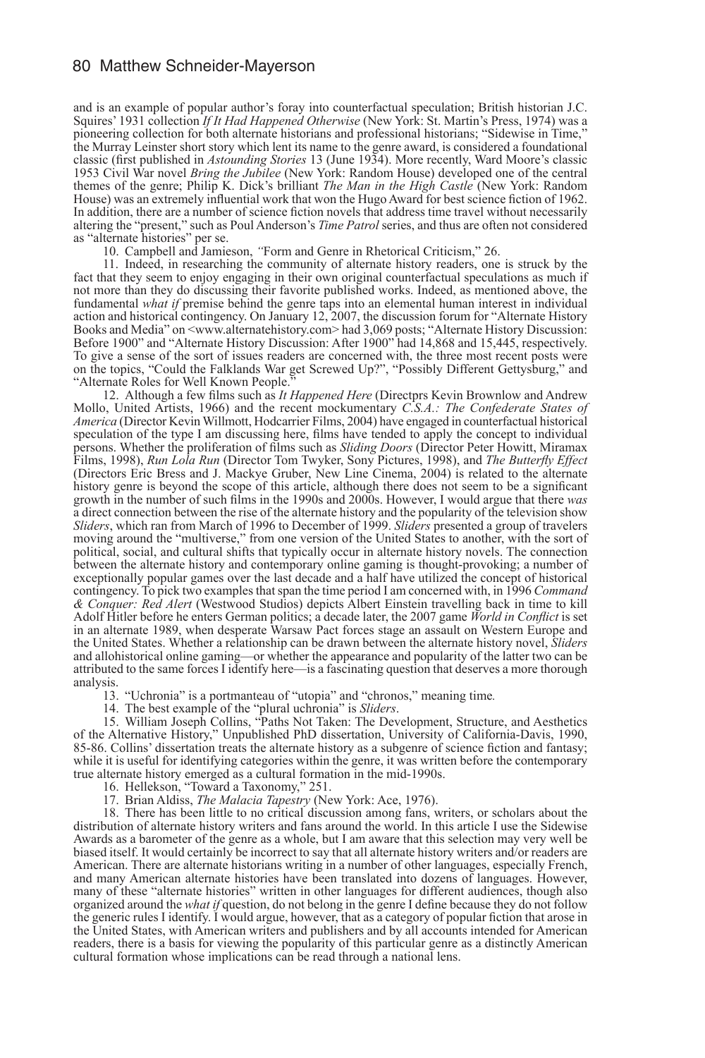and is an example of popular author's foray into counterfactual speculation; British historian J.C. Squires' 1931 collection *If It Had Happened Otherwise* (New York: St. Martin's Press, 1974) was a pioneering collection for both alternate historians and professional historians; "Sidewise in Time," the Murray Leinster short story which lent its name to the genre award, is considered a foundational classic (first published in *Astounding Stories* 13 (June 1934). More recently, Ward Moore's classic 1953 Civil War novel *Bring the Jubilee* (New York: Random House) developed one of the central themes of the genre; Philip K. Dick's brilliant *The Man in the High Castle* (New York: Random House) was an extremely influential work that won the Hugo Award for best science fiction of 1962. In addition, there are a number of science fiction novels that address time travel without necessarily altering the "present," such as Poul Anderson's *Time Patrol* series, and thus are often not considered as "alternate histories" per se.

10. Campbell and Jamieson, *"*Form and Genre in Rhetorical Criticism," 26.

11. Indeed, in researching the community of alternate history readers, one is struck by the fact that they seem to enjoy engaging in their own original counterfactual speculations as much if not more than they do discussing their favorite published works. Indeed, as mentioned above, the fundamental *what if* premise behind the genre taps into an elemental human interest in individual action and historical contingency. On January 12, 2007, the discussion forum for "Alternate History Books and Media" on <www.alternatehistory.com> had 3,069 posts; "Alternate History Discussion: Before 1900" and "Alternate History Discussion: After 1900" had 14,868 and 15,445, respectively. To give a sense of the sort of issues readers are concerned with, the three most recent posts were on the topics, "Could the Falklands War get Screwed Up?", "Possibly Different Gettysburg," and "Alternate Roles for Well Known People."

12. Although a few films such as *It Happened Here* (Directprs Kevin Brownlow and Andrew Mollo, United Artists, 1966) and the recent mockumentary *C.S.A.: The Confederate States of America* (Director Kevin Willmott, Hodcarrier Films, 2004) have engaged in counterfactual historical speculation of the type I am discussing here, films have tended to apply the concept to individual persons. Whether the proliferation of films such as *Sliding Doors* (Director Peter Howitt, Miramax Films, 1998), *Run Lola Run* (Director Tom Twyker, Sony Pictures, 1998), and *The Butterfly Effect* (Directors Eric Bress and J. Mackye Gruber, New Line Cinema, 2004) is related to the alternate history genre is beyond the scope of this article, although there does not seem to be a significant growth in the number of such films in the 1990s and 2000s. However, I would argue that there *was* a direct connection between the rise of the alternate history and the popularity of the television show *Sliders*, which ran from March of 1996 to December of 1999. *Sliders* presented a group of travelers moving around the "multiverse," from one version of the United States to another, with the sort of political, social, and cultural shifts that typically occur in alternate history novels. The connection between the alternate history and contemporary online gaming is thought-provoking; a number of exceptionally popular games over the last decade and a half have utilized the concept of historical contingency. To pick two examples that span the time period I am concerned with, in 1996 *Command & Conquer: Red Alert* (Westwood Studios) depicts Albert Einstein travelling back in time to kill Adolf Hitler before he enters German politics; a decade later, the 2007 game *World in Conflict* is set in an alternate 1989, when desperate Warsaw Pact forces stage an assault on Western Europe and the United States. Whether a relationship can be drawn between the alternate history novel, *Sliders* and allohistorical online gaming—or whether the appearance and popularity of the latter two can be attributed to the same forces I identify here—is a fascinating question that deserves a more thorough analysis.

13. "Uchronia" is a portmanteau of "utopia" and "chronos," meaning time*.*

14. The best example of the "plural uchronia" is *Sliders*.

15. William Joseph Collins, "Paths Not Taken: The Development, Structure, and Aesthetics of the Alternative History," Unpublished PhD dissertation, University of California-Davis, 1990, 85-86. Collins' dissertation treats the alternate history as a subgenre of science fiction and fantasy; while it is useful for identifying categories within the genre, it was written before the contemporary true alternate history emerged as a cultural formation in the mid-1990s.

16. Hellekson, "Toward a Taxonomy," 251.

17. Brian Aldiss, *The Malacia Tapestry* (New York: Ace, 1976).

18. There has been little to no critical discussion among fans, writers, or scholars about the distribution of alternate history writers and fans around the world. In this article I use the Sidewise Awards as a barometer of the genre as a whole, but I am aware that this selection may very well be biased itself. It would certainly be incorrect to say that all alternate history writers and/or readers are American. There are alternate historians writing in a number of other languages, especially French, and many American alternate histories have been translated into dozens of languages. However, many of these "alternate histories" written in other languages for different audiences, though also organized around the *what if* question, do not belong in the genre I define because they do not follow the generic rules I identify. I would argue, however, that as a category of popular fiction that arose in the United States, with American writers and publishers and by all accounts intended for American readers, there is a basis for viewing the popularity of this particular genre as a distinctly American cultural formation whose implications can be read through a national lens.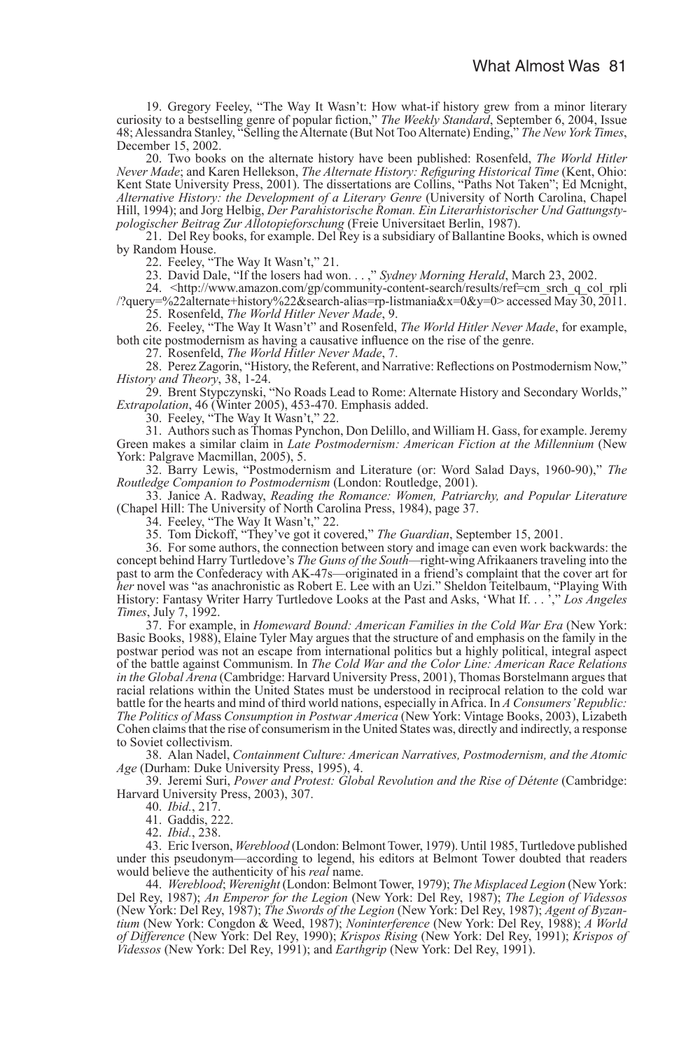19. Gregory Feeley, "The Way It Wasn't: How what-if history grew from a minor literary curiosity to a bestselling genre of popular fiction," *The Weekly Standard*, September 6, 2004, Issue 48; Alessandra Stanley, "Selling the Alternate (But Not Too Alternate) Ending," *The New York Times*, December 15, 2002.

20. Two books on the alternate history have been published: Rosenfeld, *The World Hitler Never Made*; and Karen Hellekson, *The Alternate History: Refiguring Historical Time* (Kent, Ohio: Kent State University Press, 2001). The dissertations are Collins, "Paths Not Taken"; Ed Mcnight, *Alternative History: the Development of a Literary Genre* (University of North Carolina, Chapel Hill, 1994); and Jorg Helbig, *Der Parahistorische Roman. Ein Literarhistorischer Und Gattungstypologischer Beitrag Zur Allotopieforschung* (Freie Universitaet Berlin, 1987).

21. Del Rey books, for example. Del Rey is a subsidiary of Ballantine Books, which is owned by Random House.

22. Feeley, "The Way It Wasn't," 21.

23. David Dale, "If the losers had won. . . ," *Sydney Morning Herald*, March 23, 2002.

24. <http://www.amazon.com/gp/community-content-search/results/ref=cm_srch_q_col_rpli/?query=%22alternate+history%22&search-alias=rp-listmania&x=0&y=0> accessed May 30, 2011.

25. Rosenfeld, *The World Hitler Never Made*, 9.

26. Feeley, "The Way It Wasn't" and Rosenfeld, *The World Hitler Never Made*, for example, both cite postmodernism as having a causative influence on the rise of the genre.

27. Rosenfeld, *The World Hitler Never Made*, 7.

28. Perez Zagorin, "History, the Referent, and Narrative: Reflections on Postmodernism Now," *History and Theory*, 38, 1-24.

29. Brent Stypczynski, "No Roads Lead to Rome: Alternate History and Secondary Worlds," *Extrapolation*, 46 (Winter 2005), 453-470. Emphasis added.

30. Feeley, "The Way It Wasn't," 22.

31. Authors such as Thomas Pynchon, Don Delillo, and William H. Gass, for example. Jeremy Green makes a similar claim in *Late Postmodernism: American Fiction at the Millennium* (New York: Palgrave Macmillan, 2005), 5.

32. Barry Lewis, "Postmodernism and Literature (or: Word Salad Days, 1960-90)," *The Routledge Companion to Postmodernism* (London: Routledge, 2001).

33. Janice A. Radway, *Reading the Romance: Women, Patriarchy, and Popular Literature* (Chapel Hill: The University of North Carolina Press, 1984), page 37.

34. Feeley, "The Way It Wasn't," 22.

35. Tom Dickoff, "They've got it covered," *The Guardian*, September 15, 2001.

36. For some authors, the connection between story and image can even work backwards: the concept behind Harry Turtledove's *The Guns of the South*—right-wing Afrikaaners traveling into the past to arm the Confederacy with AK-47s—originated in a friend's complaint that the cover art for *her* novel was "as anachronistic as Robert E. Lee with an Uzi." Sheldon Teitelbaum, "Playing With History: Fantasy Writer Harry Turtledove Looks at the Past and Asks, 'What If. . . '," *Los Angeles Times*, July 7, 1992.

37. For example, in *Homeward Bound: American Families in the Cold War Era* (New York: Basic Books, 1988), Elaine Tyler May argues that the structure of and emphasis on the family in the postwar period was not an escape from international politics but a highly political, integral aspect of the battle against Communism. In *The Cold War and the Color Line: American Race Relations in the Global Arena* (Cambridge: Harvard University Press, 2001), Thomas Borstelmann argues that racial relations within the United States must be understood in reciprocal relation to the cold war battle for the hearts and mind of third world nations, especially in Africa. In *A Consumers' Republic: The Politics of Mass Consumption in Postwar America* (New York: Vintage Books, 2003), Lizabeth Cohen claims that the rise of consumerism in the United States was, directly and indirectly, a response to Soviet collectivism.

38. Alan Nadel, *Containment Culture: American Narratives, Postmodernism, and the Atomic Age* (Durham: Duke University Press, 1995), 4.

39. Jeremi Suri, *Power and Protest: Global Revolution and the Rise of Détente* (Cambridge: Harvard University Press, 2003), 307.

40. *Ibid.*, 217.

41. Gaddis, 222.

42. *Ibid.*, 238.

43. Eric Iverson, *Wereblood* (London: Belmont Tower, 1979). Until 1985, Turtledove published under this pseudonym—according to legend, his editors at Belmont Tower doubted that readers would believe the authenticity of his *real* name.

44. *Wereblood*; *Werenight* (London: Belmont Tower, 1979); *The Misplaced Legion* (New York: Del Rey, 1987); *An Emperor for the Legion* (New York: Del Rey, 1987); *The Legion of Videssos* (New York: Del Rey, 1987); *The Swords of the Legion* (New York: Del Rey, 1987); *Agent of Byzantium* (New York: Congdon & Weed, 1987); *Noninterference* (New York: Del Rey, 1988); *A World of Difference* (New York: Del Rey, 1990); *Krispos Rising* (New York: Del Rey, 1991); *Krispos of Videssos* (New York: Del Rey, 1991); and *Earthgrip* (New York: Del Rey, 1991).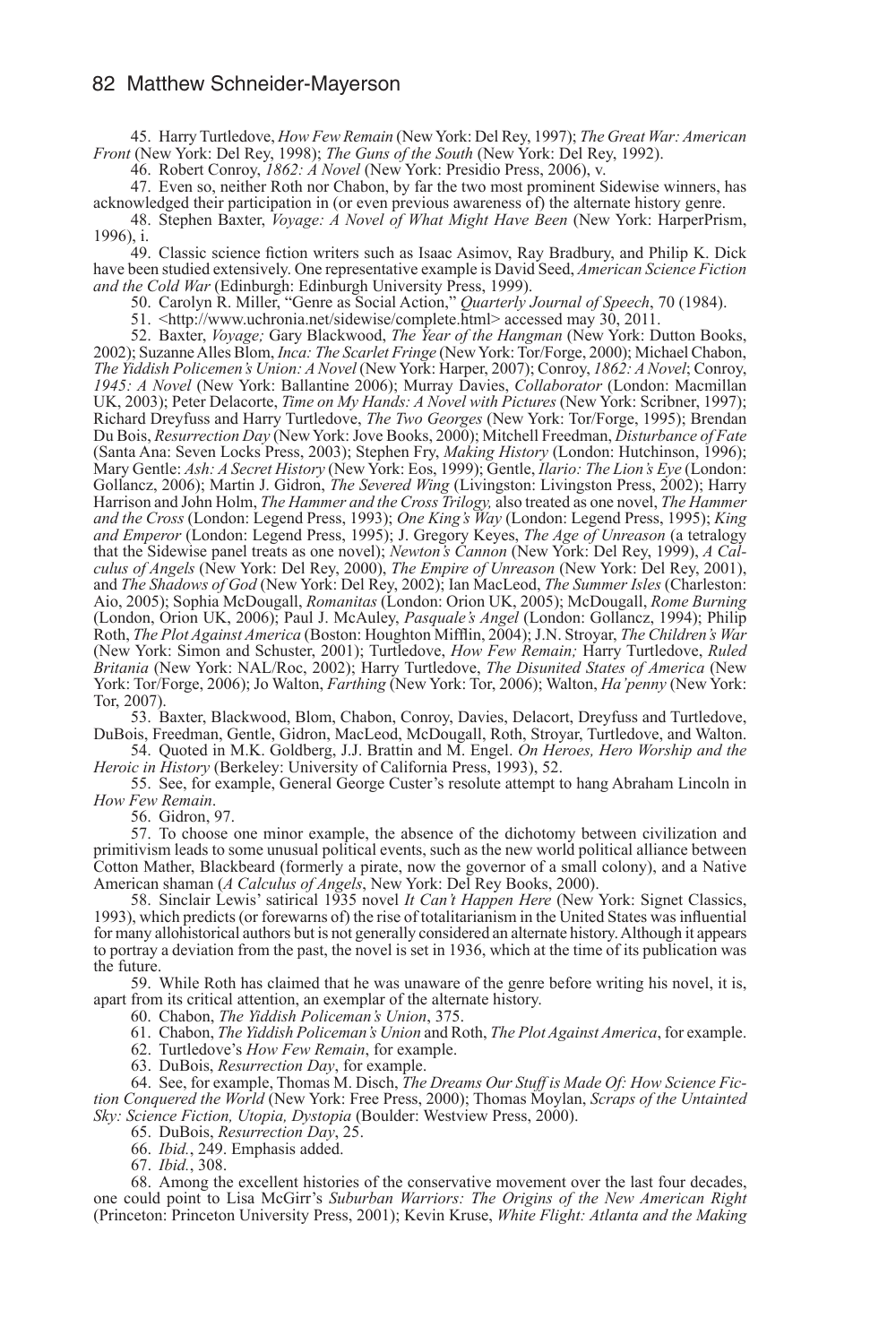45. Harry Turtledove, *How Few Remain* (New York: Del Rey, 1997); *The Great War: American Front* (New York: Del Rey, 1998); *The Guns of the South* (New York: Del Rey, 1992).

46. Robert Conroy, *1862: A Novel* (New York: Presidio Press, 2006), v.

47. Even so, neither Roth nor Chabon, by far the two most prominent Sidewise winners, has acknowledged their participation in (or even previous awareness of) the alternate history genre.

48. Stephen Baxter, *Voyage: A Novel of What Might Have Been* (New York: HarperPrism, 1996), i.

49. Classic science fiction writers such as Isaac Asimov, Ray Bradbury, and Philip K. Dick have been studied extensively. One representative example is David Seed, *American Science Fiction and the Cold War* (Edinburgh: Edinburgh University Press, 1999).

50. Carolyn R. Miller, "Genre as Social Action," *Quarterly Journal of Speech*, 70 (1984).

51. <http://www.uchronia.net/sidewise/complete.html> accessed may 30, 2011.

52. Baxter, *Voyage;* Gary Blackwood, *The Year of the Hangman* (New York: Dutton Books, 2002); Suzanne Alles Blom, *Inca: The Scarlet Fringe* (New York: Tor/Forge, 2000); Michael Chabon, *The Yiddish Policemen's Union: A Novel* (New York: Harper, 2007); Conroy, *1862: A Novel*; Conroy, *1945: A Novel* (New York: Ballantine 2006); Murray Davies, *Collaborator* (London: Macmillan UK, 2003); Peter Delacorte, *Time on My Hands: A Novel with Pictures* (New York: Scribner, 1997); Richard Dreyfuss and Harry Turtledove, *The Two Georges* (New York: Tor/Forge, 1995); Brendan Du Bois, *Resurrection Day* (New York: Jove Books, 2000); Mitchell Freedman, *Disturbance of Fate* (Santa Ana: Seven Locks Press, 2003); Stephen Fry, *Making History* (London: Hutchinson, 1996); Mary Gentle: *Ash: A Secret History* (New York: Eos, 1999); Gentle, *Ilario: The Lion's Eye* (London: Gollancz, 2006); Martin J. Gidron, *The Severed Wing* (Livingston: Livingston Press, 2002); Harry Harrison and John Holm, *The Hammer and the Cross Trilogy,* also treated as one novel, *The Hammer and the Cross* (London: Legend Press, 1993); *One King's Way* (London: Legend Press, 1995); *King and Emperor* (London: Legend Press, 1995); J. Gregory Keyes, *The Age of Unreason* (a tetralogy that the Sidewise panel treats as one novel); *Newton's Cannon* (New York: Del Rey, 1999), *A Calculus of Angels* (New York: Del Rey, 2000), *The Empire of Unreason* (New York: Del Rey, 2001), and *The Shadows of God* (New York: Del Rey, 2002); Ian MacLeod, *The Summer Isles* (Charleston: Aio, 2005); Sophia McDougall, *Romanitas* (London: Orion UK, 2005); McDougall, *Rome Burning* (London, Orion UK, 2006); Paul J. McAuley, *Pasquale's Angel* (London: Gollancz, 1994); Philip Roth, *The Plot Against America* (Boston: Houghton Mifflin, 2004); J.N. Stroyar, *The Children's War* (New York: Simon and Schuster, 2001); Turtledove, *How Few Remain;* Harry Turtledove, *Ruled Britania* (New York: NAL/Roc, 2002); Harry Turtledove, *The Disunited States of America* (New York: Tor/Forge, 2006); Jo Walton, *Farthing* (New York: Tor, 2006); Walton, *Ha'penny* (New York: Tor, 2007).

53. Baxter, Blackwood, Blom, Chabon, Conroy, Davies, Delacort, Dreyfuss and Turtledove, DuBois, Freedman, Gentle, Gidron, MacLeod, McDougall, Roth, Stroyar, Turtledove, and Walton.

54. Quoted in M.K. Goldberg, J.J. Brattin and M. Engel. *On Heroes, Hero Worship and the Heroic in History* (Berkeley: University of California Press, 1993), 52.

55. See, for example, General George Custer's resolute attempt to hang Abraham Lincoln in *How Few Remain*.

56. Gidron, 97.

57. To choose one minor example, the absence of the dichotomy between civilization and primitivism leads to some unusual political events, such as the new world political alliance between Cotton Mather, Blackbeard (formerly a pirate, now the governor of a small colony), and a Native American shaman (*A Calculus of Angels*, New York: Del Rey Books, 2000).

58. Sinclair Lewis' satirical 1935 novel *It Can't Happen Here* (New York: Signet Classics, 1993), which predicts (or forewarns of) the rise of totalitarianism in the United States was influential for many allohistorical authors but is not generally considered an alternate history. Although it appears to portray a deviation from the past, the novel is set in 1936, which at the time of its publication was the future.

59. While Roth has claimed that he was unaware of the genre before writing his novel, it is, apart from its critical attention, an exemplar of the alternate history.

60. Chabon, *The Yiddish Policeman's Union*, 375.

61. Chabon, *The Yiddish Policeman's Union* and Roth, *The Plot Against America*, for example.

62. Turtledove's *How Few Remain*, for example.

63. DuBois, *Resurrection Day*, for example.

64. See, for example, Thomas M. Disch, *The Dreams Our Stuff is Made Of: How Science Fiction Conquered the World* (New York: Free Press, 2000); Thomas Moylan, *Scraps of the Untainted Sky: Science Fiction, Utopia, Dystopia* (Boulder: Westview Press, 2000).

65. DuBois, *Resurrection Day*, 25.

66. *Ibid.*, 249. Emphasis added.

67. *Ibid.*, 308.

68. Among the excellent histories of the conservative movement over the last four decades, one could point to Lisa McGirr's *Suburban Warriors: The Origins of the New American Right* (Princeton: Princeton University Press, 2001); Kevin Kruse, *White Flight: Atlanta and the Making*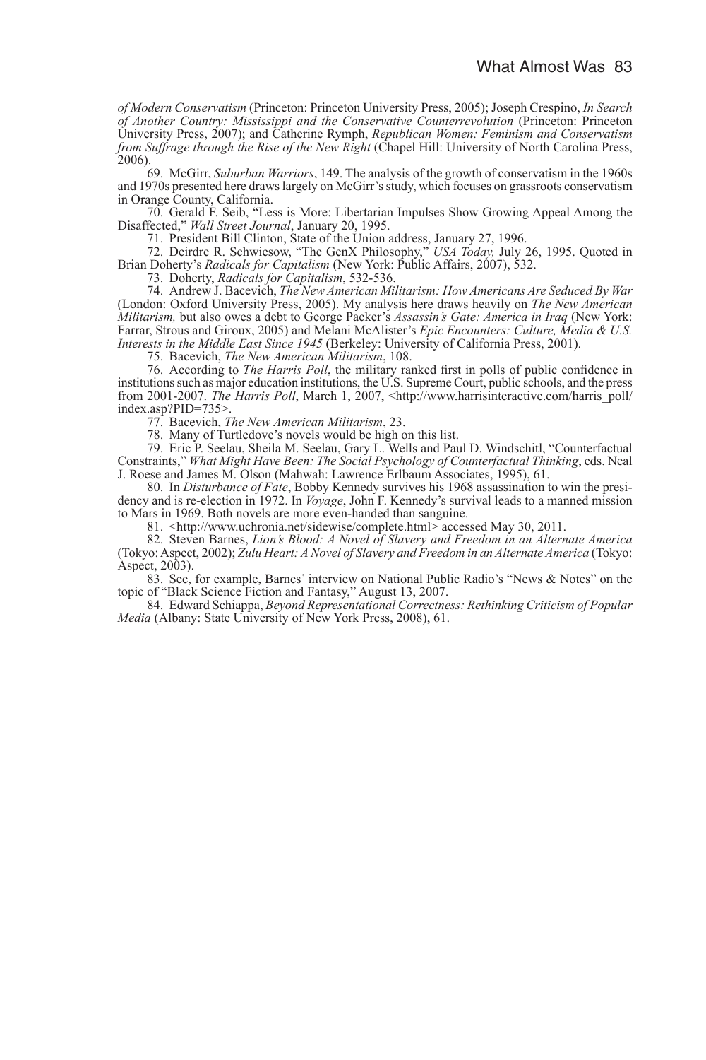*of Modern Conservatism* (Princeton: Princeton University Press, 2005); Joseph Crespino, *In Search of Another Country: Mississippi and the Conservative Counterrevolution* (Princeton: Princeton University Press, 2007); and Catherine Rymph, *Republican Women: Feminism and Conservatism from Suffrage through the Rise of the New Right* (Chapel Hill: University of North Carolina Press, 2006).

69. McGirr, *Suburban Warriors*, 149. The analysis of the growth of conservatism in the 1960s and 1970s presented here draws largely on McGirr's study, which focuses on grassroots conservatism in Orange County, California.

70. Gerald F. Seib, "Less is More: Libertarian Impulses Show Growing Appeal Among the Disaffected," *Wall Street Journal*, January 20, 1995.

71. President Bill Clinton, State of the Union address, January 27, 1996.

72. Deirdre R. Schwiesow, "The GenX Philosophy," *USA Today,* July 26, 1995. Quoted in Brian Doherty's *Radicals for Capitalism* (New York: Public Affairs, 2007), 532.

73. Doherty, *Radicals for Capitalism*, 532-536.

74. Andrew J. Bacevich, *The New American Militarism: How Americans Are Seduced By War* (London: Oxford University Press, 2005). My analysis here draws heavily on *The New American Militarism,* but also owes a debt to George Packer's *Assassin's Gate: America in Iraq* (New York: Farrar, Strous and Giroux, 2005) and Melani McAlister's *Epic Encounters: Culture, Media & U.S. Interests in the Middle East Since 1945* (Berkeley: University of California Press, 2001).

75. Bacevich, *The New American Militarism*, 108.

76. According to *The Harris Poll*, the military ranked first in polls of public confidence in institutions such as major education institutions, the U.S. Supreme Court, public schools, and the press from 2001-2007. *The Harris Poll*, March 1, 2007, <http://www.harrisinteractive.com/harris_poll/index.asp?PID=735>.

77. Bacevich, *The New American Militarism*, 23.

78. Many of Turtledove's novels would be high on this list.

79. Eric P. Seelau, Sheila M. Seelau, Gary L. Wells and Paul D. Windschitl, "Counterfactual Constraints," *What Might Have Been: The Social Psychology of Counterfactual Thinking*, eds. Neal J. Roese and James M. Olson (Mahwah: Lawrence Erlbaum Associates, 1995), 61.

80. In *Disturbance of Fate*, Bobby Kennedy survives his 1968 assassination to win the presidency and is re-election in 1972. In *Voyage*, John F. Kennedy's survival leads to a manned mission to Mars in 1969. Both novels are more even-handed than sanguine.

81. <http://www.uchronia.net/sidewise/complete.html> accessed May 30, 2011.

82. Steven Barnes, *Lion's Blood: A Novel of Slavery and Freedom in an Alternate America* (Tokyo: Aspect, 2002); *Zulu Heart: A Novel of Slavery and Freedom in an Alternate America* (Tokyo: Aspect, 2003).

83. See, for example, Barnes' interview on National Public Radio's "News & Notes" on the topic of "Black Science Fiction and Fantasy," August 13, 2007.

84. Edward Schiappa, *Beyond Representational Correctness: Rethinking Criticism of Popular Media* (Albany: State University of New York Press, 2008), 61.